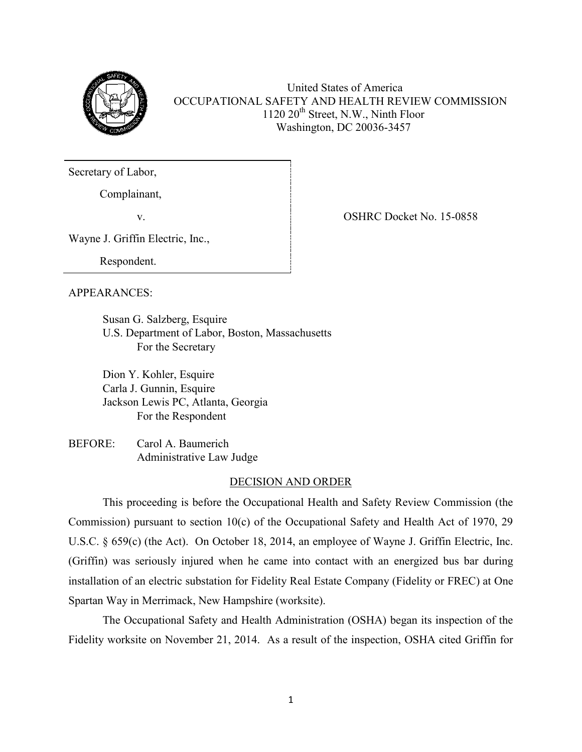United States of America
OCCUPATIONAL SAFETY AND HEALTH REVIEW COMMISSION
1120 20th Street, N.W., Ninth Floor
Washington, DC 20036-3457

Secretary of Label,

Complainant,

v.

Wayne J. Griffin Electric, Inc.,

Respondent.

OSHRC Docket No. 15-0858

APPEARANCES:

Susan G. Salzberg, Esquire
U.S. Department of Labor, Boston, Massachusetts
For the Secretary

Dion Y. Kohler, Esquire
Carla J. Gunnin, Esquire
Jackson Lewis PC, Atlanta, Georgia
For the Respondent

BEFORE: Carol A. Baumerich
Administrative Law Judge

## DECISION AND ORDER

This proceeding is before the Occupational Health and Safety Review Commission (the Commission) pursuant to section 10(c) of the Occupational Safety and Health Act of 1970, 29 U.S.C. § 659(c) (the Act). On October 18, 2014, an employee of Wayne J. Griffin Electric, Inc. (Griffin) was seriously injured when he came into contact with an energized bus bar during installation of an electric substation for Fidelity Real Estate Company (Fidelity or FREC) at One Spartan Way in Merrimack, New Hampshire (worksite).

The Occupational Safety and Health Administration (OSHA) began its inspection of the Fidelity worksite on November 21, 2014. As a result of the inspection, OSHA cited Griffin for

United States of America
OCCUPATIONAL SAFETY AND HEALTH REVIEW COMMISSION
1120 20th Street, N.W., Ninth Floor
Washington, DC 20036-3457

Secretary of Labor,

Complainant,

v.

Wayne J. Griffin Electric, Inc.,

Respondent.

OSHRC Docket No. 15-0858

APPEARANCES:

Susan G. Salzberg, Esquire
U.S. Department of Labor, Boston, Massachusetts
For the Secretary

Dion Y. Kohler, Esquire
Carla J. Gunnin, Esquire
Jackson Lewis PC, Atlanta, Georgia
For the Respondent

BEFORE: Carol A. Baumerich
Administrative Law Judge

## DECISION AND ORDER

This proceeding is before the Occupational Health and Safety Review Commission (the Commission) pursuant to section 10(c) of the Occupational Safety and Health Act of 1970, 29 U.S.C. § 659(c) (the Act). On October 18, 2014, an employee of Wayne J. Griffin Electric, Inc. (Griffin) was seriously injured when he came into contact with an energized bus bar during installation of an electric substation for Fidelity Real Estate Company (Fidelity or FREC) at One Spartan Way in Merrimack, New Hampshire (worksite).

The Occupational Safety and Health Administration (OSHA) began its inspection of the Fidelity worksite on November 21, 2014. As a result of the inspection, OSHA cited Griffin for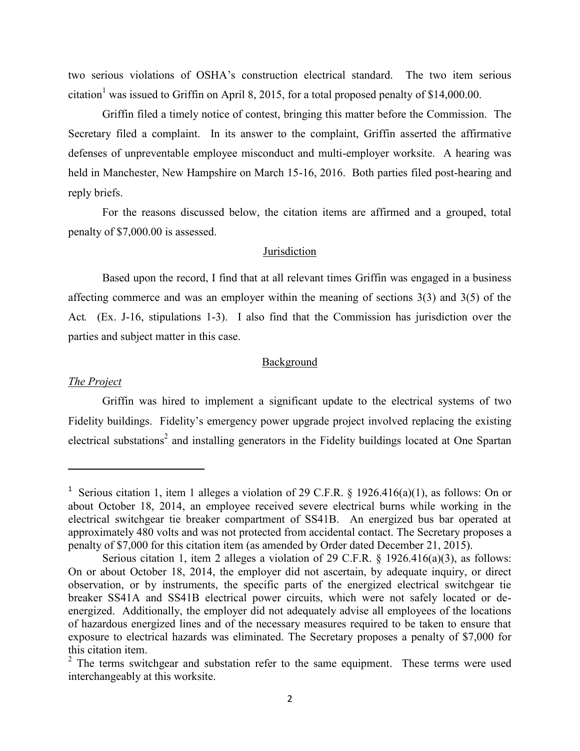two serious violations of OSHA's construction electrical standard. The two item serious citation[1] was issued to Griffin on April 8, 2015, for a total proposed penalty of $14,000.00.

Griffin filed a timely notice of contest, bringing this matter before the Commission. The Secretary filed a complaint. In its answer to the complaint, Griffin asserted the affirmative defenses of unpreventable employee misconduct and multi-employer worksite. A hearing was held in Manchester, New Hampshire on March 15-16, 2016. Both parties filed post-hearing and reply briefs.

For the reasons discussed below, the citation items are affirmed and a grouped, total penalty of $7,000.00 is assessed.

## Jurisdiction

Based upon the record, I find that at all relevant times Griffin was engaged in a business affecting commerce and was an employer within the meaning of sections 3(3) and 3(5) of the Act*.* (Ex. J-16, stipulations 1-3). I also find that the Commission has jurisdiction over the parties and subject matter in this case.

## Background

### *The Project*

Griffin was hired to implement a significant update to the electrical systems of two Fidelity buildings. Fidelity's emergency power upgrade project involved replacing the existing electrical substations[2] and installing generators in the Fidelity buildings located at One Spartan

---

[1] Serious citation 1, item 1 alleges a violation of 29 C.F.R. § 1926.416(a)(1), as follows: On or about October 18, 2014, an employee received severe electrical burns while working in the electrical switchgear tie breaker compartment of SS41B. An energized bus bar operated at approximately 480 volts and was not protected from accidental contact. The Secretary proposes a penalty of $7,000 for this citation item (as amended by Order dated December 21, 2015).

Serious citation 1, item 2 alleges a violation of 29 C.F.R. § 1926.416(a)(3), as follows: On or about October 18, 2014, the employer did not ascertain, by adequate inquiry, or direct observation, or by instruments, the specific parts of the energized electrical switchgear tie breaker SS41A and SS41B electrical power circuits, which were not safely located or de-energized. Additionally, the employer did not adequately advise all employees of the locations of hazardous energized lines and of the necessary measures required to be taken to ensure that exposure to electrical hazards was eliminated. The Secretary proposes a penalty of $7,000 for this citation item.

[2] The terms switchgear and substation refer to the same equipment. These terms were used interchangeably at this worksite.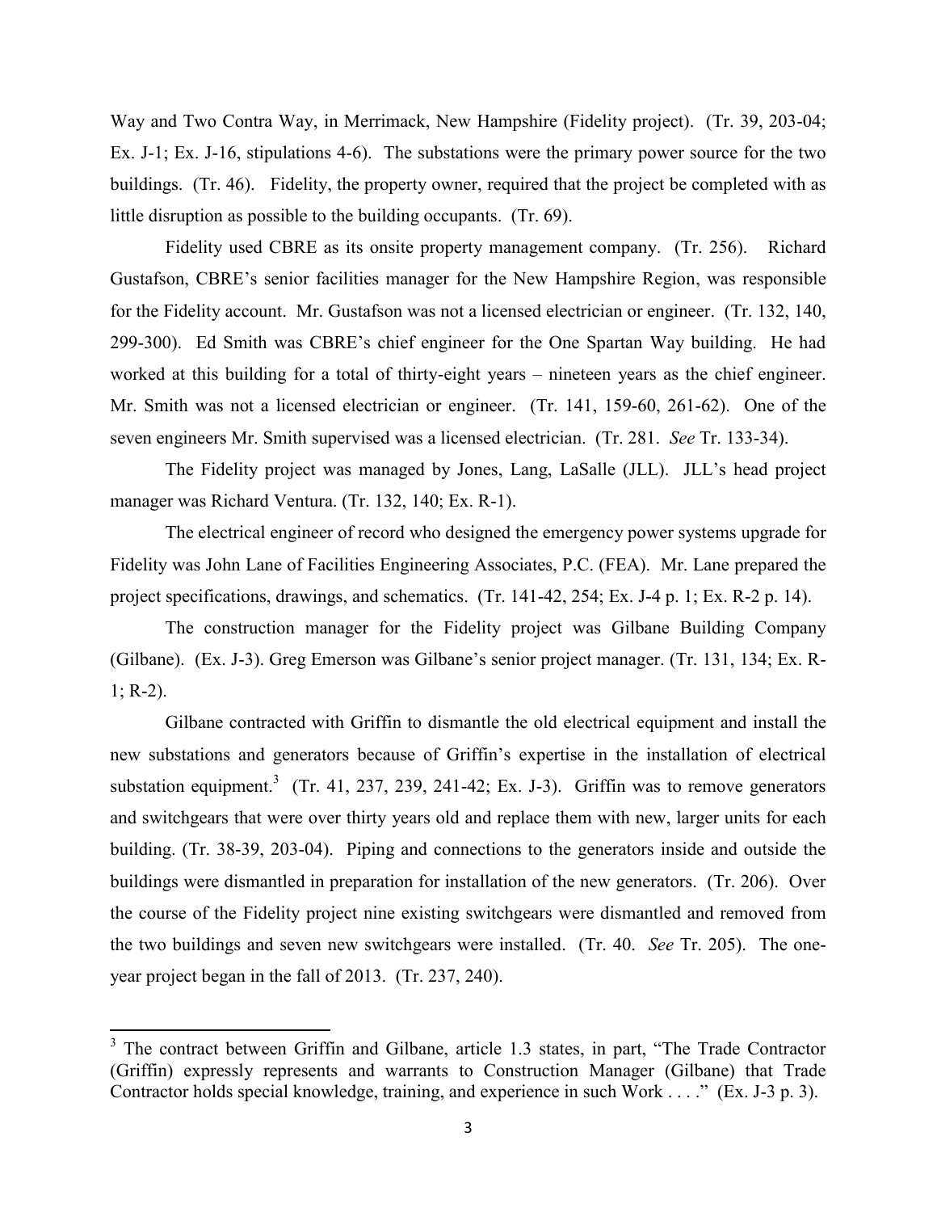Way and Two Contra Way, in Merrimack, New Hampshire (Fidelity project). (Tr. 39, 203-04; Ex. J-1; Ex. J-16, stipulations 4-6). The substations were the primary power source for the two buildings. (Tr. 46). Fidelity, the property owner, required that the project be completed with as little disruption as possible to the building occupants. (Tr. 69).

Fidelity used CBRE as its onsite property management company. (Tr. 256). Richard Gustafson, CBRE's senior facilities manager for the New Hampshire Region, was responsible for the Fidelity account. Mr. Gustafson was not a licensed electrician or engineer. (Tr. 132, 140, 299-300). Ed Smith was CBRE's chief engineer for the One Spartan Way building. He had worked at this building for a total of thirty-eight years – nineteen years as the chief engineer. Mr. Smith was not a licensed electrician or engineer. (Tr. 141, 159-60, 261-62). One of the seven engineers Mr. Smith supervised was a licensed electrician. (Tr. 281. *See* Tr. 133-34).

The Fidelity project was managed by Jones, Lang, LaSalle (JLL). JLL's head project manager was Richard Ventura. (Tr. 132, 140; Ex. R-1).

The electrical engineer of record who designed the emergency power systems upgrade for Fidelity was John Lane of Facilities Engineering Associates, P.C. (FEA). Mr. Lane prepared the project specifications, drawings, and schematics. (Tr. 141-42, 254; Ex. J-4 p. 1; Ex. R-2 p. 14).

The construction manager for the Fidelity project was Gilbane Building Company (Gilbane). (Ex. J-3). Greg Emerson was Gilbane's senior project manager. (Tr. 131, 134; Ex. R-1; R-2).

Gilbane contracted with Griffin to dismantle the old electrical equipment and install the new substations and generators because of Griffin's expertise in the installation of electrical substation equipment.[3] (Tr. 41, 237, 239, 241-42; Ex. J-3). Griffin was to remove generators and switchgears that were over thirty years old and replace them with new, larger units for each building. (Tr. 38-39, 203-04). Piping and connections to the generators inside and outside the buildings were dismantled in preparation for installation of the new generators. (Tr. 206). Over the course of the Fidelity project nine existing switchgears were dismantled and removed from the two buildings and seven new switchgears were installed. (Tr. 40. *See* Tr. 205). The one-year project began in the fall of 2013. (Tr. 237, 240).

---

[3] The contract between Griffin and Gilbane, article 1.3 states, in part, "The Trade Contractor (Griffin) expressly represents and warrants to Construction Manager (Gilbane) that Trade Contractor holds special knowledge, training, and experience in such Work . . . ." (Ex. J-3 p. 3).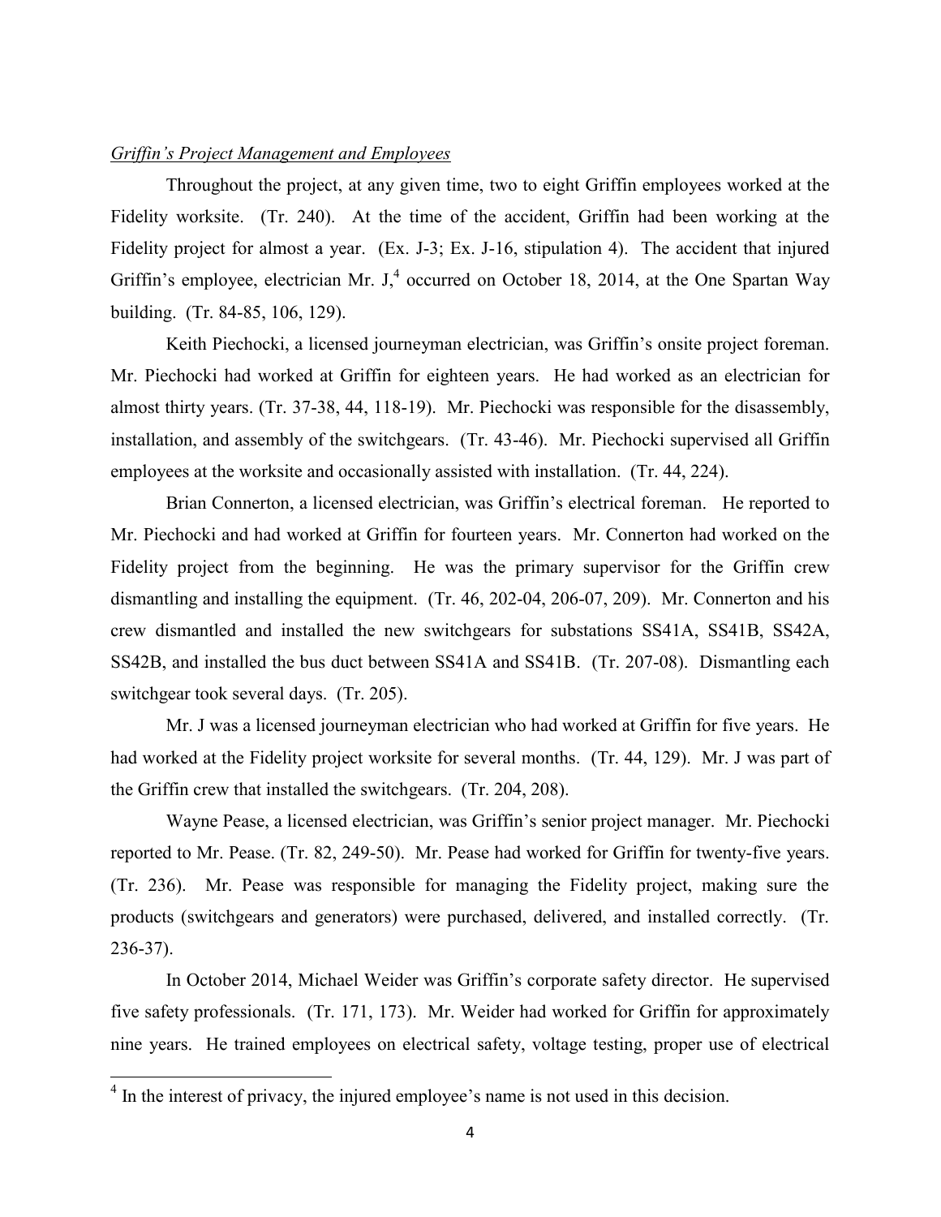*Griffin's Project Management and Employees*

Throughout the project, at any given time, two to eight Griffin employees worked at the Fidelity worksite. (Tr. 240). At the time of the accident, Griffin had been working at the Fidelity project for almost a year. (Ex. J-3; Ex. J-16, stipulation 4). The accident that injured Griffin's employee, electrician Mr. J,[4] occurred on October 18, 2014, at the One Spartan Way building. (Tr. 84-85, 106, 129).

Keith Piechocki, a licensed journeyman electrician, was Griffin's onsite project foreman. Mr. Piechocki had worked at Griffin for eighteen years. He had worked as an electrician for almost thirty years. (Tr. 37-38, 44, 118-19). Mr. Piechocki was responsible for the disassembly, installation, and assembly of the switchgears. (Tr. 43-46). Mr. Piechocki supervised all Griffin employees at the worksite and occasionally assisted with installation. (Tr. 44, 224).

Brian Connerton, a licensed electrician, was Griffin's electrical foreman. He reported to Mr. Piechocki and had worked at Griffin for fourteen years. Mr. Connerton had worked on the Fidelity project from the beginning. He was the primary supervisor for the Griffin crew dismantling and installing the equipment. (Tr. 46, 202-04, 206-07, 209). Mr. Connerton and his crew dismantled and installed the new switchgears for substations SS41A, SS41B, SS42A, SS42B, and installed the bus duct between SS41A and SS41B. (Tr. 207-08). Dismantling each switchgear took several days. (Tr. 205).

Mr. J was a licensed journeyman electrician who had worked at Griffin for five years. He had worked at the Fidelity project worksite for several months. (Tr. 44, 129). Mr. J was part of the Griffin crew that installed the switchgears. (Tr. 204, 208).

Wayne Pease, a licensed electrician, was Griffin's senior project manager. Mr. Piechocki reported to Mr. Pease. (Tr. 82, 249-50). Mr. Pease had worked for Griffin for twenty-five years. (Tr. 236). Mr. Pease was responsible for managing the Fidelity project, making sure the products (switchgears and generators) were purchased, delivered, and installed correctly. (Tr. 236-37).

In October 2014, Michael Weider was Griffin's corporate safety director. He supervised five safety professionals. (Tr. 171, 173). Mr. Weider had worked for Griffin for approximately nine years. He trained employees on electrical safety, voltage testing, proper use of electrical

---

[4] In the interest of privacy, the injured employee's name is not used in this decision.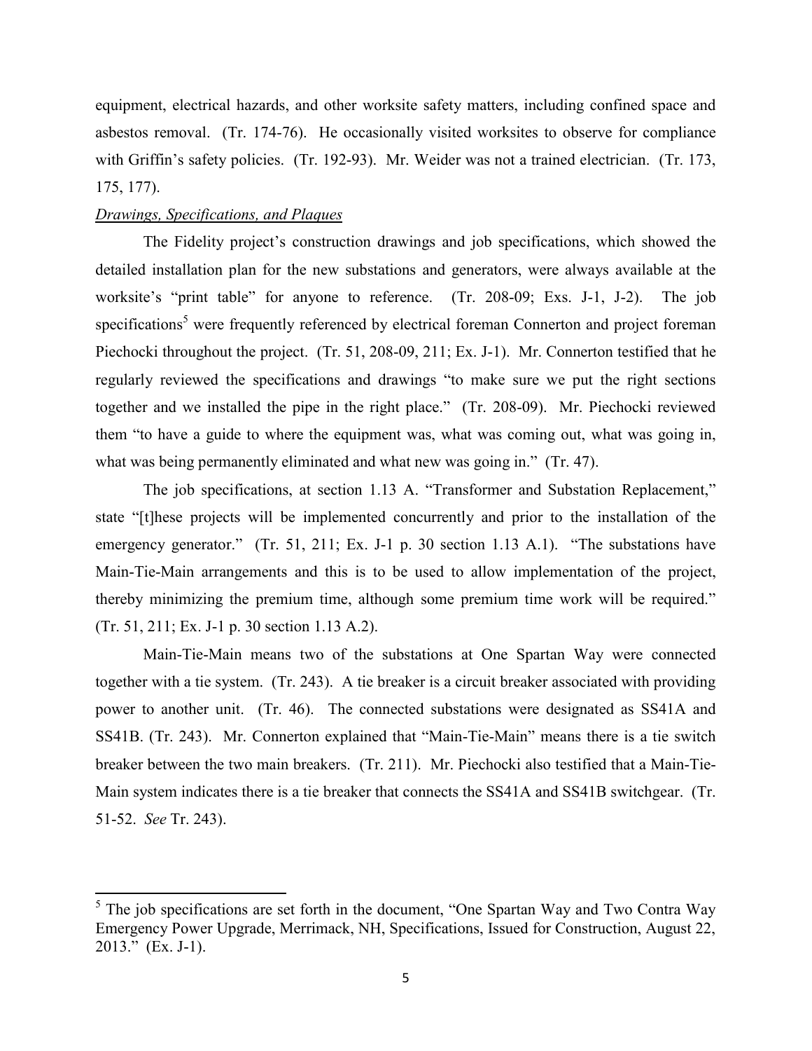equipment, electrical hazards, and other worksite safety matters, including confined space and asbestos removal. (Tr. 174-76). He occasionally visited worksites to observe for compliance with Griffin's safety policies. (Tr. 192-93). Mr. Weider was not a trained electrician. (Tr. 173, 175, 177).

*Drawings, Specifications, and Plaques*

The Fidelity project's construction drawings and job specifications, which showed the detailed installation plan for the new substations and generators, were always available at the worksite's "print table" for anyone to reference. (Tr. 208-09; Exs. J-1, J-2). The job specifications[5] were frequently referenced by electrical foreman Connerton and project foreman Piechocki throughout the project. (Tr. 51, 208-09, 211; Ex. J-1). Mr. Connerton testified that he regularly reviewed the specifications and drawings "to make sure we put the right sections together and we installed the pipe in the right place." (Tr. 208-09). Mr. Piechocki reviewed them "to have a guide to where the equipment was, what was coming out, what was going in, what was being permanently eliminated and what new was going in." (Tr. 47).

The job specifications, at section 1.13 A. "Transformer and Substation Replacement," state "[t]hese projects will be implemented concurrently and prior to the installation of the emergency generator." (Tr. 51, 211; Ex. J-1 p. 30 section 1.13 A.1). "The substations have Main-Tie-Main arrangements and this is to be used to allow implementation of the project, thereby minimizing the premium time, although some premium time work will be required." (Tr. 51, 211; Ex. J-1 p. 30 section 1.13 A.2).

Main-Tie-Main means two of the substations at One Spartan Way were connected together with a tie system. (Tr. 243). A tie breaker is a circuit breaker associated with providing power to another unit. (Tr. 46). The connected substations were designated as SS41A and SS41B. (Tr. 243). Mr. Connerton explained that "Main-Tie-Main" means there is a tie switch breaker between the two main breakers. (Tr. 211). Mr. Piechocki also testified that a Main-Tie-Main system indicates there is a tie breaker that connects the SS41A and SS41B switchgear. (Tr. 51-52. *See* Tr. 243).

---

[5] The job specifications are set forth in the document, "One Spartan Way and Two Contra Way Emergency Power Upgrade, Merrimack, NH, Specifications, Issued for Construction, August 22, 2013." (Ex. J-1).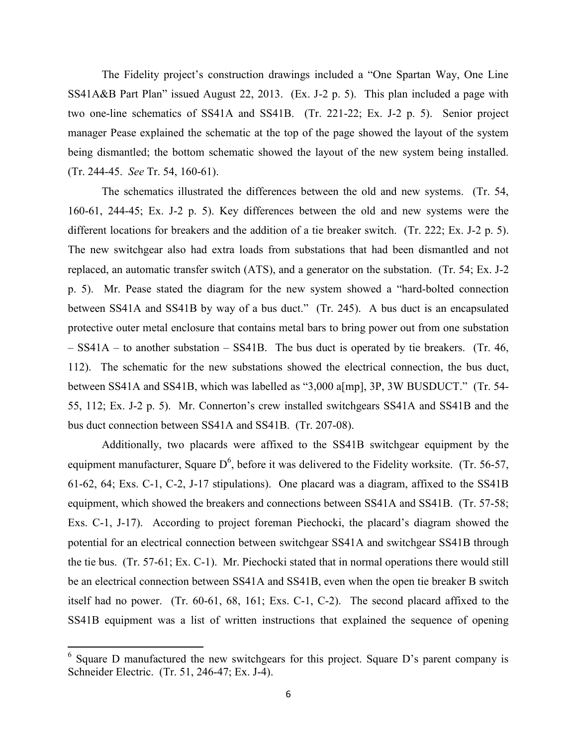The Fidelity project's construction drawings included a "One Spartan Way, One Line SS41A&B Part Plan" issued August 22, 2013. (Ex. J-2 p. 5). This plan included a page with two one-line schematics of SS41A and SS41B. (Tr. 221-22; Ex. J-2 p. 5). Senior project manager Pease explained the schematic at the top of the page showed the layout of the system being dismantled; the bottom schematic showed the layout of the new system being installed. (Tr. 244-45. *See* Tr. 54, 160-61).

The schematics illustrated the differences between the old and new systems. (Tr. 54, 160-61, 244-45; Ex. J-2 p. 5). Key differences between the old and new systems were the different locations for breakers and the addition of a tie breaker switch. (Tr. 222; Ex. J-2 p. 5). The new switchgear also had extra loads from substations that had been dismantled and not replaced, an automatic transfer switch (ATS), and a generator on the substation. (Tr. 54; Ex. J-2 p. 5). Mr. Pease stated the diagram for the new system showed a "hard-bolted connection between SS41A and SS41B by way of a bus duct." (Tr. 245). A bus duct is an encapsulated protective outer metal enclosure that contains metal bars to bring power out from one substation – SS41A – to another substation – SS41B. The bus duct is operated by tie breakers. (Tr. 46, 112). The schematic for the new substations showed the electrical connection, the bus duct, between SS41A and SS41B, which was labelled as "3,000 a[mp], 3P, 3W BUSDUCT." (Tr. 54-55, 112; Ex. J-2 p. 5). Mr. Connerton's crew installed switchgears SS41A and SS41B and the bus duct connection between SS41A and SS41B. (Tr. 207-08).

Additionally, two placards were affixed to the SS41B switchgear equipment by the equipment manufacturer, Square D[6], before it was delivered to the Fidelity worksite. (Tr. 56-57, 61-62, 64; Exs. C-1, C-2, J-17 stipulations). One placard was a diagram, affixed to the SS41B equipment, which showed the breakers and connections between SS41A and SS41B. (Tr. 57-58; Exs. C-1, J-17). According to project foreman Piechocki, the placard's diagram showed the potential for an electrical connection between switchgear SS41A and switchgear SS41B through the tie bus. (Tr. 57-61; Ex. C-1). Mr. Piechocki stated that in normal operations there would still be an electrical connection between SS41A and SS41B, even when the open tie breaker B switch itself had no power. (Tr. 60-61, 68, 161; Exs. C-1, C-2). The second placard affixed to the SS41B equipment was a list of written instructions that explained the sequence of opening

---

[6] Square D manufactured the new switchgears for this project. Square D's parent company is Schneider Electric. (Tr. 51, 246-47; Ex. J-4).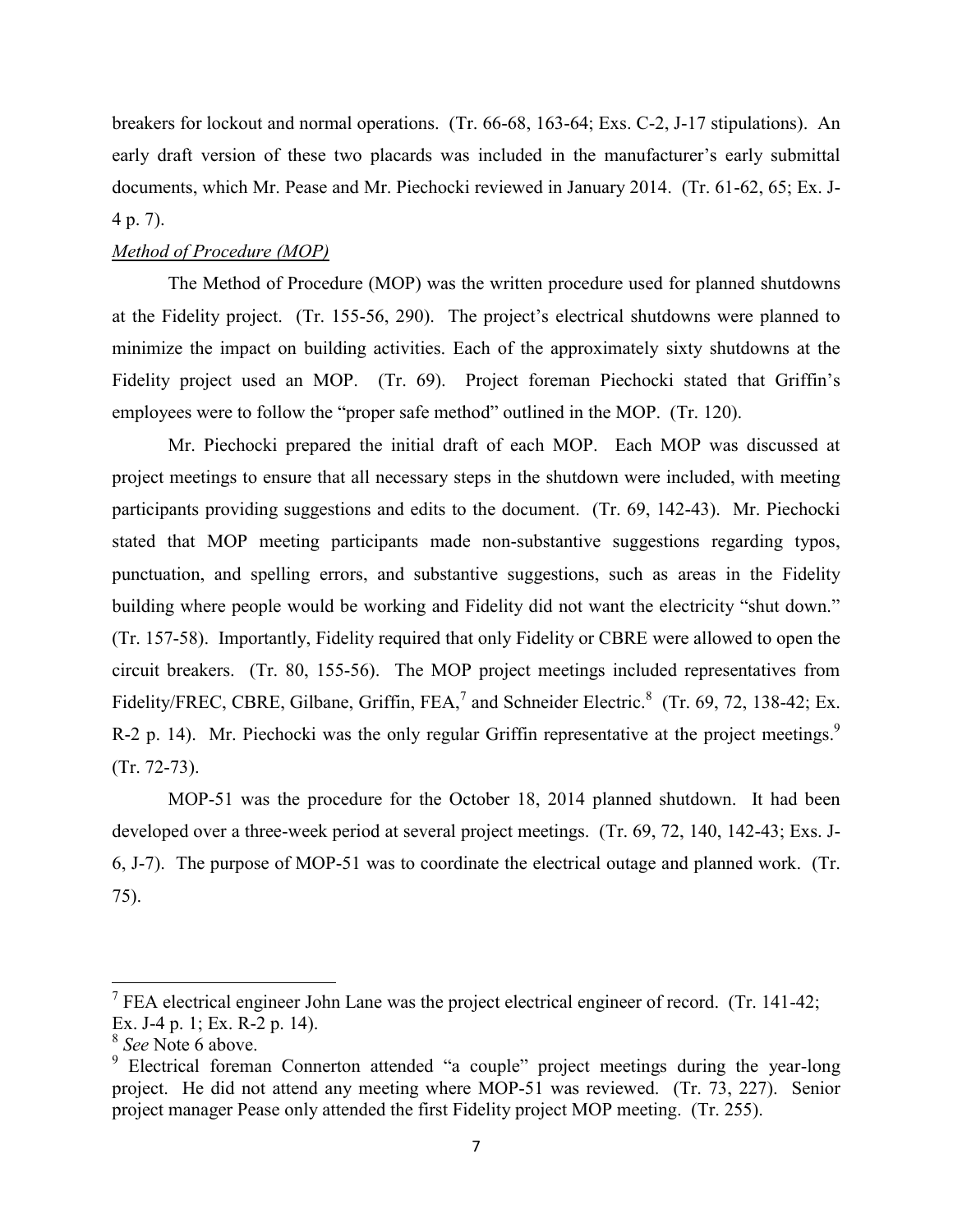breakers for lockout and normal operations. (Tr. 66-68, 163-64; Exs. C-2, J-17 stipulations). An early draft version of these two placards was included in the manufacturer's early submittal documents, which Mr. Pease and Mr. Piechocki reviewed in January 2014. (Tr. 61-62, 65; Ex. J-4 p. 7).

*Method of Procedure (MOP)*

The Method of Procedure (MOP) was the written procedure used for planned shutdowns at the Fidelity project. (Tr. 155-56, 290). The project's electrical shutdowns were planned to minimize the impact on building activities. Each of the approximately sixty shutdowns at the Fidelity project used an MOP. (Tr. 69). Project foreman Piechocki stated that Griffin's employees were to follow the "proper safe method" outlined in the MOP. (Tr. 120).

Mr. Piechocki prepared the initial draft of each MOP. Each MOP was discussed at project meetings to ensure that all necessary steps in the shutdown were included, with meeting participants providing suggestions and edits to the document. (Tr. 69, 142-43). Mr. Piechocki stated that MOP meeting participants made non-substantive suggestions regarding typos, punctuation, and spelling errors, and substantive suggestions, such as areas in the Fidelity building where people would be working and Fidelity did not want the electricity "shut down." (Tr. 157-58). Importantly, Fidelity required that only Fidelity or CBRE were allowed to open the circuit breakers. (Tr. 80, 155-56). The MOP project meetings included representatives from Fidelity/FREC, CBRE, Gilbane, Griffin, FEA,[7] and Schneider Electric.[8] (Tr. 69, 72, 138-42; Ex. R-2 p. 14). Mr. Piechocki was the only regular Griffin representative at the project meetings.[9] (Tr. 72-73).

MOP-51 was the procedure for the October 18, 2014 planned shutdown. It had been developed over a three-week period at several project meetings. (Tr. 69, 72, 140, 142-43; Exs. J-6, J-7). The purpose of MOP-51 was to coordinate the electrical outage and planned work. (Tr. 75).

---

[7] FEA electrical engineer John Lane was the project electrical engineer of record. (Tr. 141-42; Ex. J-4 p. 1; Ex. R-2 p. 14).

[8] *See* Note 6 above.

[9] Electrical foreman Connerton attended "a couple" project meetings during the year-long project. He did not attend any meeting where MOP-51 was reviewed. (Tr. 73, 227). Senior project manager Pease only attended the first Fidelity project MOP meeting. (Tr. 255).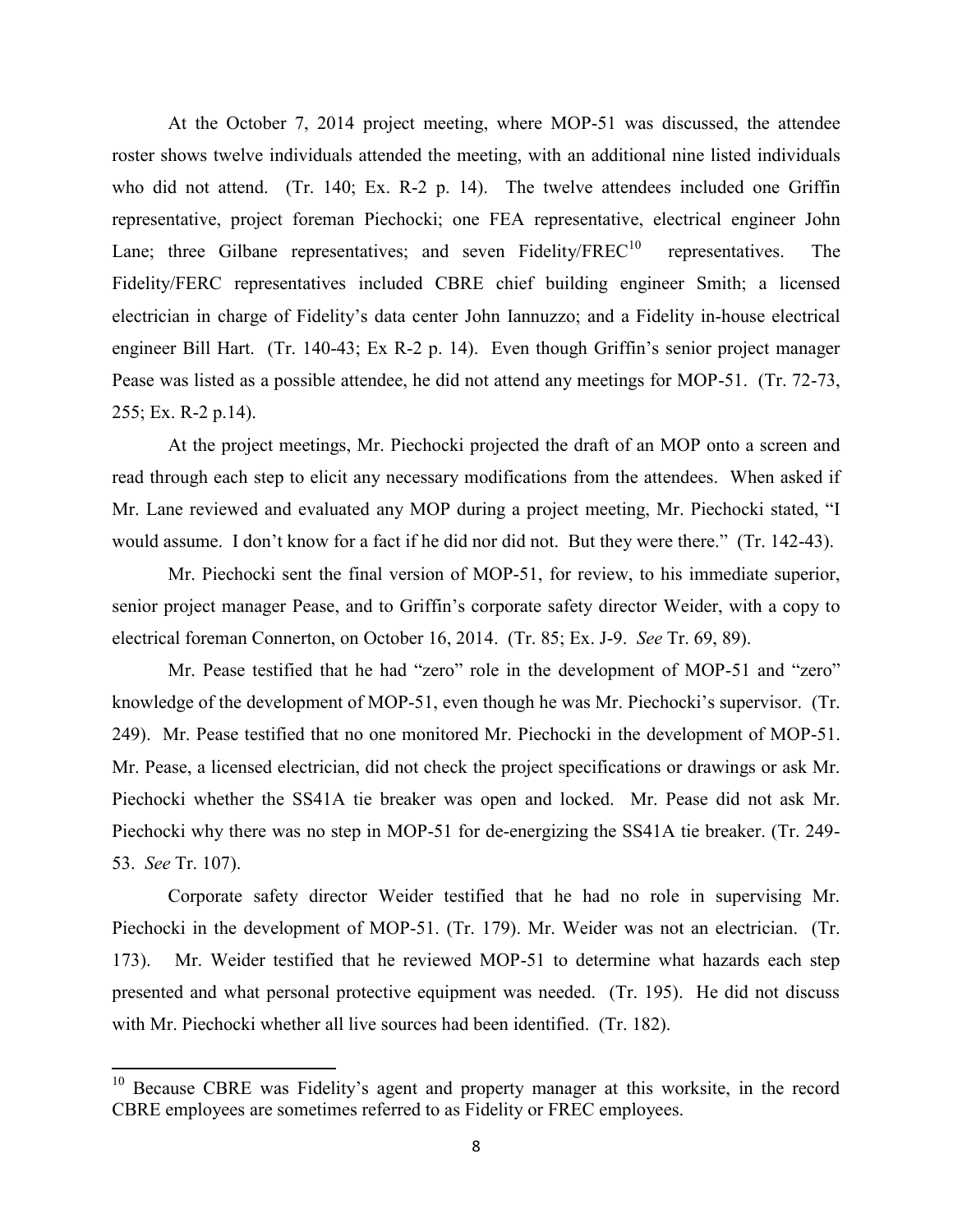At the October 7, 2014 project meeting, where MOP-51 was discussed, the attendee roster shows twelve individuals attended the meeting, with an additional nine listed individuals who did not attend. (Tr. 140; Ex. R-2 p. 14). The twelve attendees included one Griffin representative, project foreman Piechocki; one FEA representative, electrical engineer John Lane; three Gilbane representatives; and seven Fidelity/FREC[10] representatives. The Fidelity/FERC representatives included CBRE chief building engineer Smith; a licensed electrician in charge of Fidelity's data center John Iannuzzo; and a Fidelity in-house electrical engineer Bill Hart. (Tr. 140-43; Ex R-2 p. 14). Even though Griffin's senior project manager Pease was listed as a possible attendee, he did not attend any meetings for MOP-51. (Tr. 72-73, 255; Ex. R-2 p.14).

At the project meetings, Mr. Piechocki projected the draft of an MOP onto a screen and read through each step to elicit any necessary modifications from the attendees. When asked if Mr. Lane reviewed and evaluated any MOP during a project meeting, Mr. Piechocki stated, "I would assume. I don't know for a fact if he did nor did not. But they were there." (Tr. 142-43).

Mr. Piechocki sent the final version of MOP-51, for review, to his immediate superior, senior project manager Pease, and to Griffin's corporate safety director Weider, with a copy to electrical foreman Connerton, on October 16, 2014. (Tr. 85; Ex. J-9. *See* Tr. 69, 89).

Mr. Pease testified that he had "zero" role in the development of MOP-51 and "zero" knowledge of the development of MOP-51, even though he was Mr. Piechocki's supervisor. (Tr. 249). Mr. Pease testified that no one monitored Mr. Piechocki in the development of MOP-51. Mr. Pease, a licensed electrician, did not check the project specifications or drawings or ask Mr. Piechocki whether the SS41A tie breaker was open and locked. Mr. Pease did not ask Mr. Piechocki why there was no step in MOP-51 for de-energizing the SS41A tie breaker. (Tr. 249-53. *See* Tr. 107).

Corporate safety director Weider testified that he had no role in supervising Mr. Piechocki in the development of MOP-51. (Tr. 179). Mr. Weider was not an electrician. (Tr. 173). Mr. Weider testified that he reviewed MOP-51 to determine what hazards each step presented and what personal protective equipment was needed. (Tr. 195). He did not discuss with Mr. Piechocki whether all live sources had been identified. (Tr. 182).

---

[10] Because CBRE was Fidelity's agent and property manager at this worksite, in the record CBRE employees are sometimes referred to as Fidelity or FREC employees.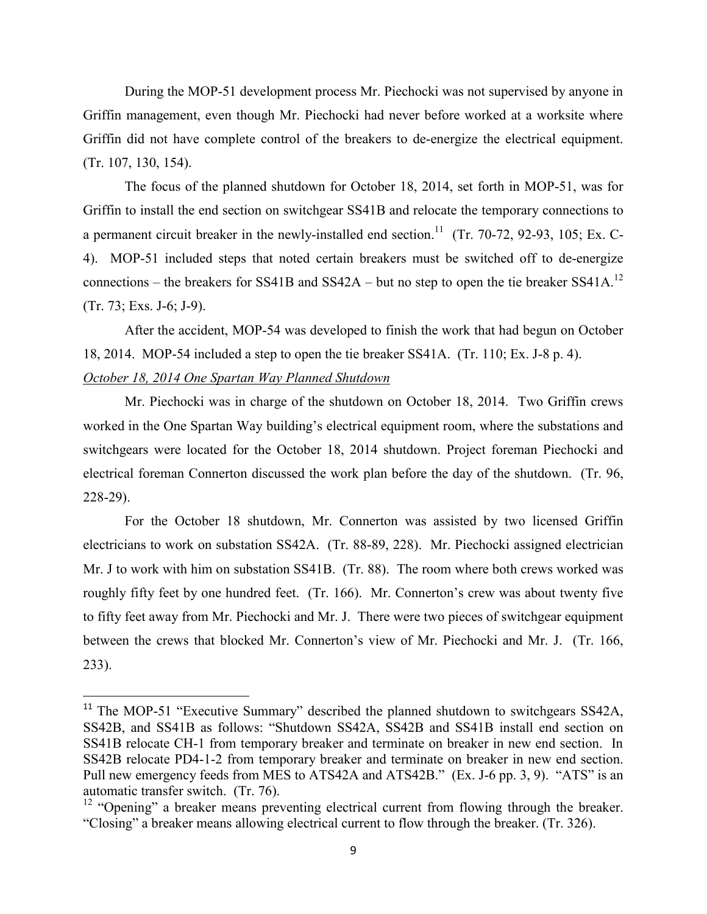During the MOP-51 development process Mr. Piechocki was not supervised by anyone in Griffin management, even though Mr. Piechocki had never before worked at a worksite where Griffin did not have complete control of the breakers to de-energize the electrical equipment. (Tr. 107, 130, 154).

The focus of the planned shutdown for October 18, 2014, set forth in MOP-51, was for Griffin to install the end section on switchgear SS41B and relocate the temporary connections to a permanent circuit breaker in the newly-installed end section.[11] (Tr. 70-72, 92-93, 105; Ex. C-4). MOP-51 included steps that noted certain breakers must be switched off to de-energize connections – the breakers for SS41B and SS42A – but no step to open the tie breaker SS41A.[12] (Tr. 73; Exs. J-6; J-9).

After the accident, MOP-54 was developed to finish the work that had begun on October 18, 2014. MOP-54 included a step to open the tie breaker SS41A. (Tr. 110; Ex. J-8 p. 4).

*October 18, 2014 One Spartan Way Planned Shutdown*

Mr. Piechocki was in charge of the shutdown on October 18, 2014. Two Griffin crews worked in the One Spartan Way building's electrical equipment room, where the substations and switchgears were located for the October 18, 2014 shutdown. Project foreman Piechocki and electrical foreman Connerton discussed the work plan before the day of the shutdown. (Tr. 96, 228-29).

For the October 18 shutdown, Mr. Connerton was assisted by two licensed Griffin electricians to work on substation SS42A. (Tr. 88-89, 228). Mr. Piechocki assigned electrician Mr. J to work with him on substation SS41B. (Tr. 88). The room where both crews worked was roughly fifty feet by one hundred feet. (Tr. 166). Mr. Connerton's crew was about twenty five to fifty feet away from Mr. Piechocki and Mr. J. There were two pieces of switchgear equipment between the crews that blocked Mr. Connerton's view of Mr. Piechocki and Mr. J. (Tr. 166, 233).

---

[11] The MOP-51 "Executive Summary" described the planned shutdown to switchgears SS42A, SS42B, and SS41B as follows: "Shutdown SS42A, SS42B and SS41B install end section on SS41B relocate CH-1 from temporary breaker and terminate on breaker in new end section. In SS42B relocate PD4-1-2 from temporary breaker and terminate on breaker in new end section. Pull new emergency feeds from MES to ATS42A and ATS42B." (Ex. J-6 pp. 3, 9). "ATS" is an automatic transfer switch. (Tr. 76).

[12] "Opening" a breaker means preventing electrical current from flowing through the breaker. "Closing" a breaker means allowing electrical current to flow through the breaker. (Tr. 326).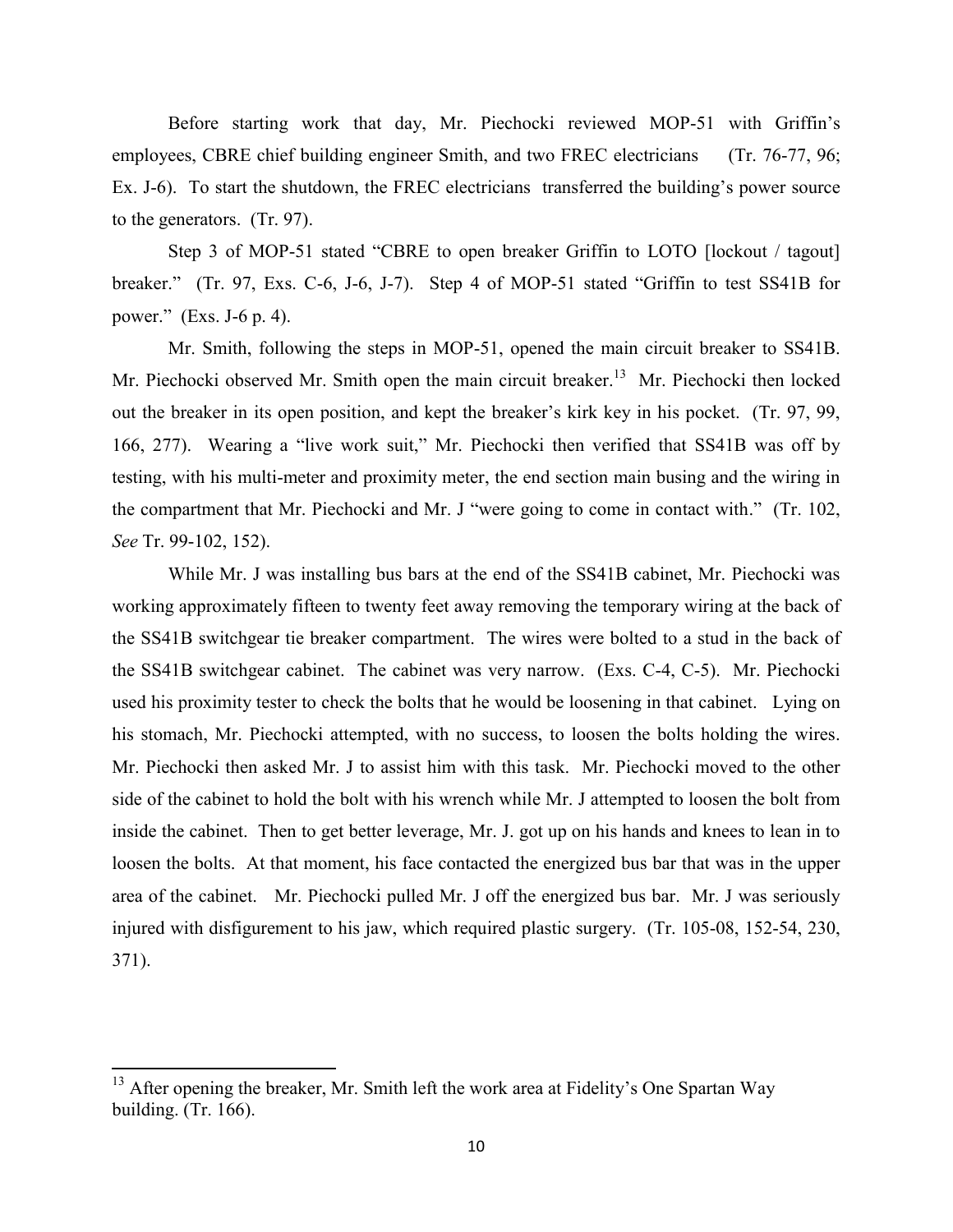Before starting work that day, Mr. Piechocki reviewed MOP-51 with Griffin's employees, CBRE chief building engineer Smith, and two FREC electricians (Tr. 76-77, 96; Ex. J-6). To start the shutdown, the FREC electricians transferred the building's power source to the generators. (Tr. 97).

Step 3 of MOP-51 stated "CBRE to open breaker Griffin to LOTO [lockout / tagout] breaker." (Tr. 97, Exs. C-6, J-6, J-7). Step 4 of MOP-51 stated "Griffin to test SS41B for power." (Exs. J-6 p. 4).

Mr. Smith, following the steps in MOP-51, opened the main circuit breaker to SS41B. Mr. Piechocki observed Mr. Smith open the main circuit breaker.[13] Mr. Piechocki then locked out the breaker in its open position, and kept the breaker's kirk key in his pocket. (Tr. 97, 99, 166, 277). Wearing a "live work suit," Mr. Piechocki then verified that SS41B was off by testing, with his multi-meter and proximity meter, the end section main busing and the wiring in the compartment that Mr. Piechocki and Mr. J "were going to come in contact with." (Tr. 102, *See* Tr. 99-102, 152).

While Mr. J was installing bus bars at the end of the SS41B cabinet, Mr. Piechocki was working approximately fifteen to twenty feet away removing the temporary wiring at the back of the SS41B switchgear tie breaker compartment. The wires were bolted to a stud in the back of the SS41B switchgear cabinet. The cabinet was very narrow. (Exs. C-4, C-5). Mr. Piechocki used his proximity tester to check the bolts that he would be loosening in that cabinet. Lying on his stomach, Mr. Piechocki attempted, with no success, to loosen the bolts holding the wires. Mr. Piechocki then asked Mr. J to assist him with this task. Mr. Piechocki moved to the other side of the cabinet to hold the bolt with his wrench while Mr. J attempted to loosen the bolt from inside the cabinet. Then to get better leverage, Mr. J. got up on his hands and knees to lean in to loosen the bolts. At that moment, his face contacted the energized bus bar that was in the upper area of the cabinet. Mr. Piechocki pulled Mr. J off the energized bus bar. Mr. J was seriously injured with disfigurement to his jaw, which required plastic surgery. (Tr. 105-08, 152-54, 230, 371).

---

[13] After opening the breaker, Mr. Smith left the work area at Fidelity's One Spartan Way building. (Tr. 166).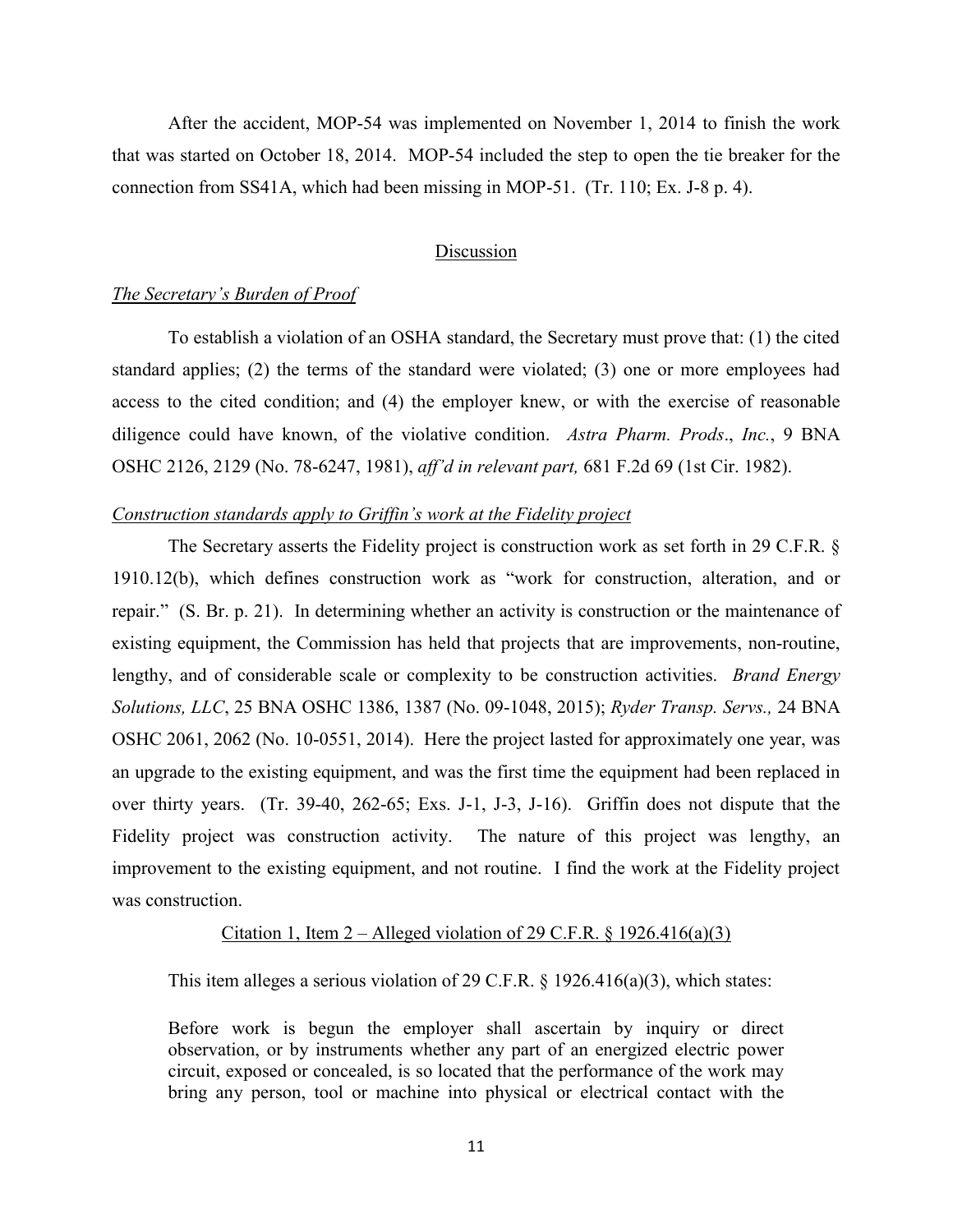After the accident, MOP-54 was implemented on November 1, 2014 to finish the work that was started on October 18, 2014. MOP-54 included the step to open the tie breaker for the connection from SS41A, which had been missing in MOP-51. (Tr. 110; Ex. J-8 p. 4).

## Discussion

### *The Secretary's Burden of Proof*

To establish a violation of an OSHA standard, the Secretary must prove that: (1) the cited standard applies; (2) the terms of the standard were violated; (3) one or more employees had access to the cited condition; and (4) the employer knew, or with the exercise of reasonable diligence could have known, of the violative condition. *Astra Pharm. Prods., Inc.*, 9 BNA OSHC 2126, 2129 (No. 78-6247, 1981), *aff'd in relevant part,* 681 F.2d 69 (1st Cir. 1982).

### *Construction standards apply to Griffin's work at the Fidelity project*

The Secretary asserts the Fidelity project is construction work as set forth in 29 C.F.R. § 1910.12(b), which defines construction work as "work for construction, alteration, and or repair." (S. Br. p. 21). In determining whether an activity is construction or the maintenance of existing equipment, the Commission has held that projects that are improvements, non-routine, lengthy, and of considerable scale or complexity to be construction activities. *Brand Energy Solutions, LLC*, 25 BNA OSHC 1386, 1387 (No. 09-1048, 2015); *Ryder Transp. Servs.,* 24 BNA OSHC 2061, 2062 (No. 10-0551, 2014). Here the project lasted for approximately one year, was an upgrade to the existing equipment, and was the first time the equipment had been replaced in over thirty years. (Tr. 39-40, 262-65; Exs. J-1, J-3, J-16). Griffin does not dispute that the Fidelity project was construction activity. The nature of this project was lengthy, an improvement to the existing equipment, and not routine. I find the work at the Fidelity project was construction.

### Citation 1, Item 2 – Alleged violation of 29 C.F.R. § 1926.416(a)(3)

This item alleges a serious violation of 29 C.F.R. § 1926.416(a)(3), which states:

> Before work is begun the employer shall ascertain by inquiry or direct observation, or by instruments whether any part of an energized electric power circuit, exposed or concealed, is so located that the performance of the work may bring any person, tool or machine into physical or electrical contact with the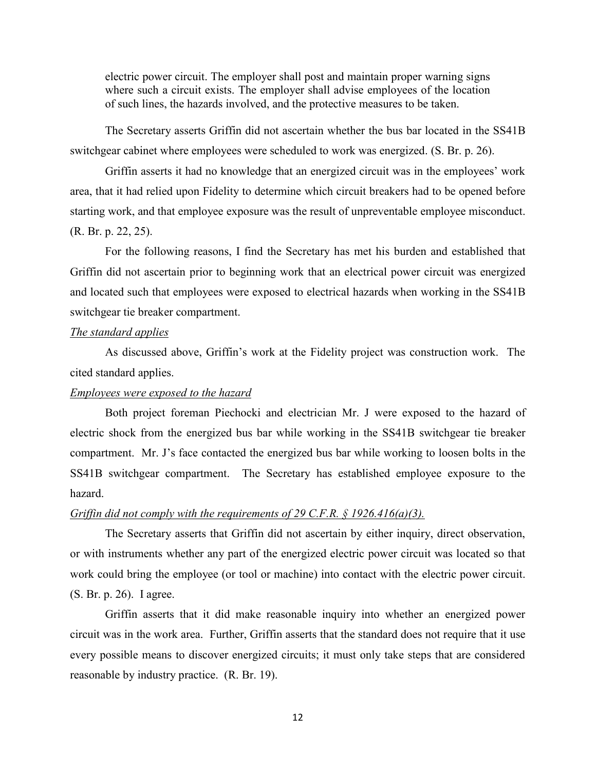> electric power circuit. The employer shall post and maintain proper warning signs where such a circuit exists. The employer shall advise employees of the location of such lines, the hazards involved, and the protective measures to be taken.

The Secretary asserts Griffin did not ascertain whether the bus bar located in the SS41B switchgear cabinet where employees were scheduled to work was energized. (S. Br. p. 26).

Griffin asserts it had no knowledge that an energized circuit was in the employees' work area, that it had relied upon Fidelity to determine which circuit breakers had to be opened before starting work, and that employee exposure was the result of unpreventable employee misconduct. (R. Br. p. 22, 25).

For the following reasons, I find the Secretary has met his burden and established that Griffin did not ascertain prior to beginning work that an electrical power circuit was energized and located such that employees were exposed to electrical hazards when working in the SS41B switchgear tie breaker compartment.

*The standard applies*

As discussed above, Griffin's work at the Fidelity project was construction work. The cited standard applies.

*Employees were exposed to the hazard*

Both project foreman Piechocki and electrician Mr. J were exposed to the hazard of electric shock from the energized bus bar while working in the SS41B switchgear tie breaker compartment. Mr. J's face contacted the energized bus bar while working to loosen bolts in the SS41B switchgear compartment. The Secretary has established employee exposure to the hazard.

*Griffin did not comply with the requirements of 29 C.F.R. § 1926.416(a)(3).*

The Secretary asserts that Griffin did not ascertain by either inquiry, direct observation, or with instruments whether any part of the energized electric power circuit was located so that work could bring the employee (or tool or machine) into contact with the electric power circuit. (S. Br. p. 26). I agree.

Griffin asserts that it did make reasonable inquiry into whether an energized power circuit was in the work area. Further, Griffin asserts that the standard does not require that it use every possible means to discover energized circuits; it must only take steps that are considered reasonable by industry practice. (R. Br. 19).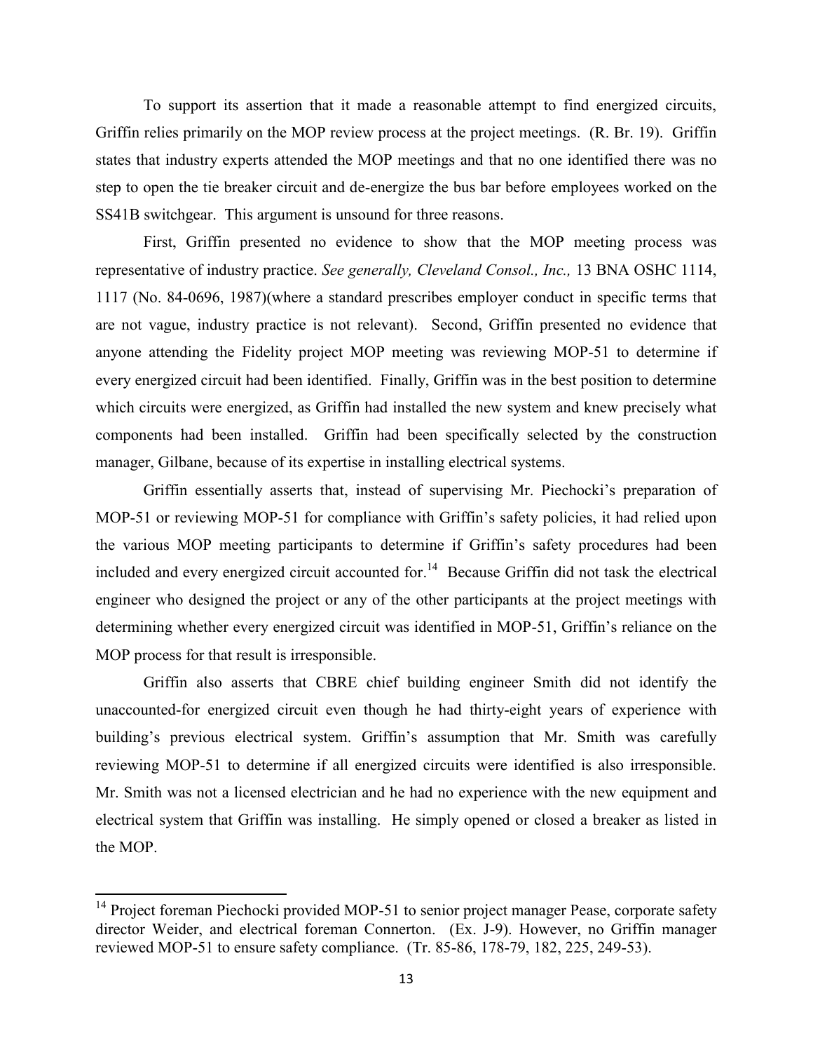To support its assertion that it made a reasonable attempt to find energized circuits, Griffin relies primarily on the MOP review process at the project meetings. (R. Br. 19). Griffin states that industry experts attended the MOP meetings and that no one identified there was no step to open the tie breaker circuit and de-energize the bus bar before employees worked on the SS41B switchgear. This argument is unsound for three reasons.

First, Griffin presented no evidence to show that the MOP meeting process was representative of industry practice. *See generally, Cleveland Consol., Inc.,* 13 BNA OSHC 1114, 1117 (No. 84-0696, 1987)(where a standard prescribes employer conduct in specific terms that are not vague, industry practice is not relevant). Second, Griffin presented no evidence that anyone attending the Fidelity project MOP meeting was reviewing MOP-51 to determine if every energized circuit had been identified. Finally, Griffin was in the best position to determine which circuits were energized, as Griffin had installed the new system and knew precisely what components had been installed. Griffin had been specifically selected by the construction manager, Gilbane, because of its expertise in installing electrical systems.

Griffin essentially asserts that, instead of supervising Mr. Piechocki's preparation of MOP-51 or reviewing MOP-51 for compliance with Griffin's safety policies, it had relied upon the various MOP meeting participants to determine if Griffin's safety procedures had been included and every energized circuit accounted for.[14] Because Griffin did not task the electrical engineer who designed the project or any of the other participants at the project meetings with determining whether every energized circuit was identified in MOP-51, Griffin's reliance on the MOP process for that result is irresponsible.

Griffin also asserts that CBRE chief building engineer Smith did not identify the unaccounted-for energized circuit even though he had thirty-eight years of experience with building's previous electrical system. Griffin's assumption that Mr. Smith was carefully reviewing MOP-51 to determine if all energized circuits were identified is also irresponsible. Mr. Smith was not a licensed electrician and he had no experience with the new equipment and electrical system that Griffin was installing. He simply opened or closed a breaker as listed in the MOP.

---

[14] Project foreman Piechocki provided MOP-51 to senior project manager Pease, corporate safety director Weider, and electrical foreman Connerton. (Ex. J-9). However, no Griffin manager reviewed MOP-51 to ensure safety compliance. (Tr. 85-86, 178-79, 182, 225, 249-53).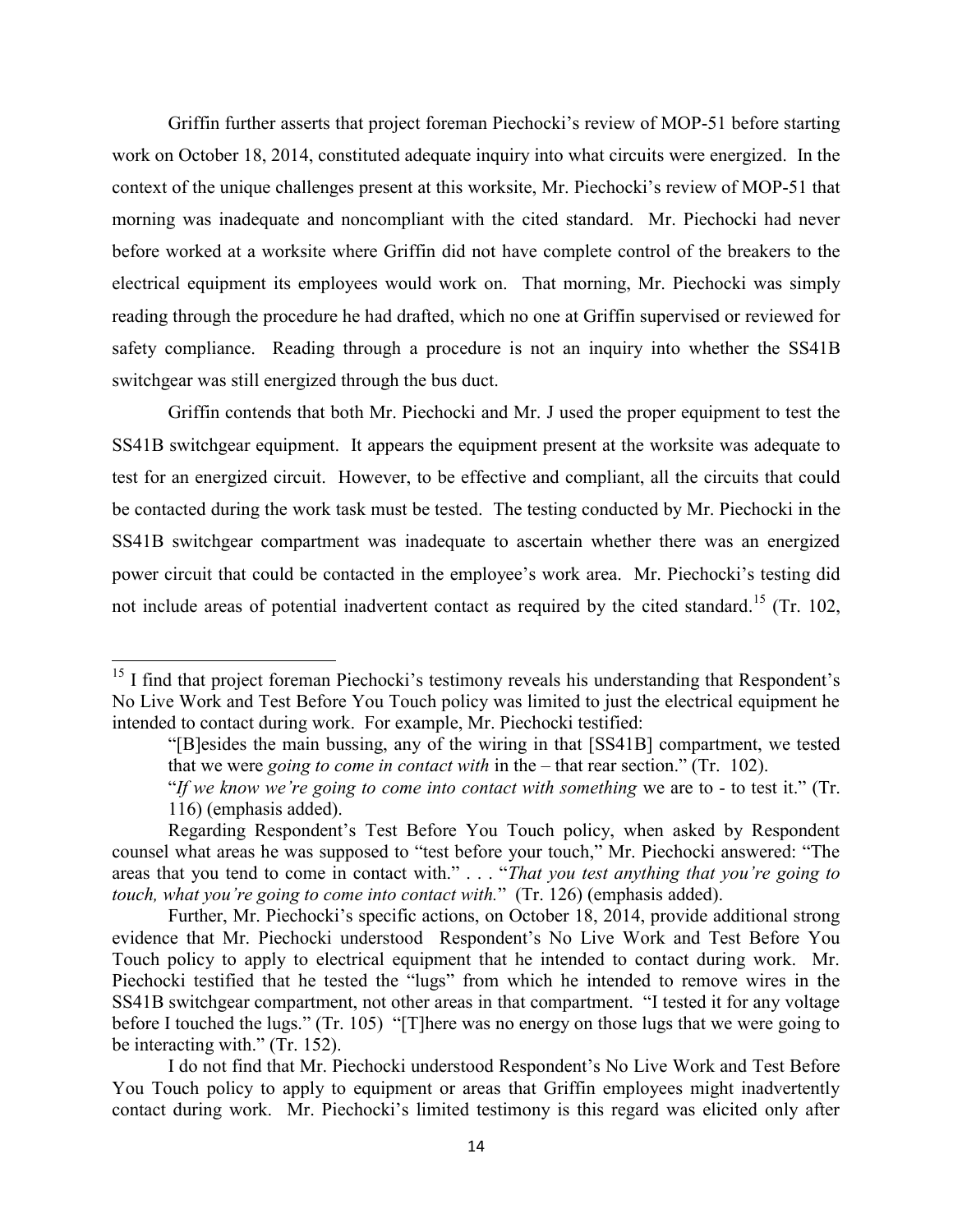Griffin further asserts that project foreman Piechocki's review of MOP-51 before starting work on October 18, 2014, constituted adequate inquiry into what circuits were energized. In the context of the unique challenges present at this worksite, Mr. Piechocki's review of MOP-51 that morning was inadequate and noncompliant with the cited standard. Mr. Piechocki had never before worked at a worksite where Griffin did not have complete control of the breakers to the electrical equipment its employees would work on. That morning, Mr. Piechocki was simply reading through the procedure he had drafted, which no one at Griffin supervised or reviewed for safety compliance. Reading through a procedure is not an inquiry into whether the SS41B switchgear was still energized through the bus duct.

Griffin contends that both Mr. Piechocki and Mr. J used the proper equipment to test the SS41B switchgear equipment. It appears the equipment present at the worksite was adequate to test for an energized circuit. However, to be effective and compliant, all the circuits that could be contacted during the work task must be tested. The testing conducted by Mr. Piechocki in the SS41B switchgear compartment was inadequate to ascertain whether there was an energized power circuit that could be contacted in the employee's work area. Mr. Piechocki's testing did not include areas of potential inadvertent contact as required by the cited standard.[15] (Tr. 102,

---

[15] I find that project foreman Piechocki's testimony reveals his understanding that Respondent's No Live Work and Test Before You Touch policy was limited to just the electrical equipment he intended to contact during work. For example, Mr. Piechocki testified:

> "[B]esides the main bussing, any of the wiring in that [SS41B] compartment, we tested that we were *going to come in contact with* in the – that rear section." (Tr. 102).
>
> "*If we know we're going to come into contact with something* we are to - to test it." (Tr. 116) (emphasis added).

Regarding Respondent's Test Before You Touch policy, when asked by Respondent counsel what areas he was supposed to "test before your touch," Mr. Piechocki answered: "The areas that you tend to come in contact with." . . . "*That you test anything that you're going to touch, what you're going to come into contact with.*" (Tr. 126) (emphasis added).

Further, Mr. Piechocki's specific actions, on October 18, 2014, provide additional strong evidence that Mr. Piechocki understood Respondent's No Live Work and Test Before You Touch policy to apply to electrical equipment that he intended to contact during work. Mr. Piechocki testified that he tested the "lugs" from which he intended to remove wires in the SS41B switchgear compartment, not other areas in that compartment. "I tested it for any voltage before I touched the lugs." (Tr. 105) "[T]here was no energy on those lugs that we were going to be interacting with." (Tr. 152).

I do not find that Mr. Piechocki understood Respondent's No Live Work and Test Before You Touch policy to apply to equipment or areas that Griffin employees might inadvertently contact during work. Mr. Piechocki's limited testimony is this regard was elicited only after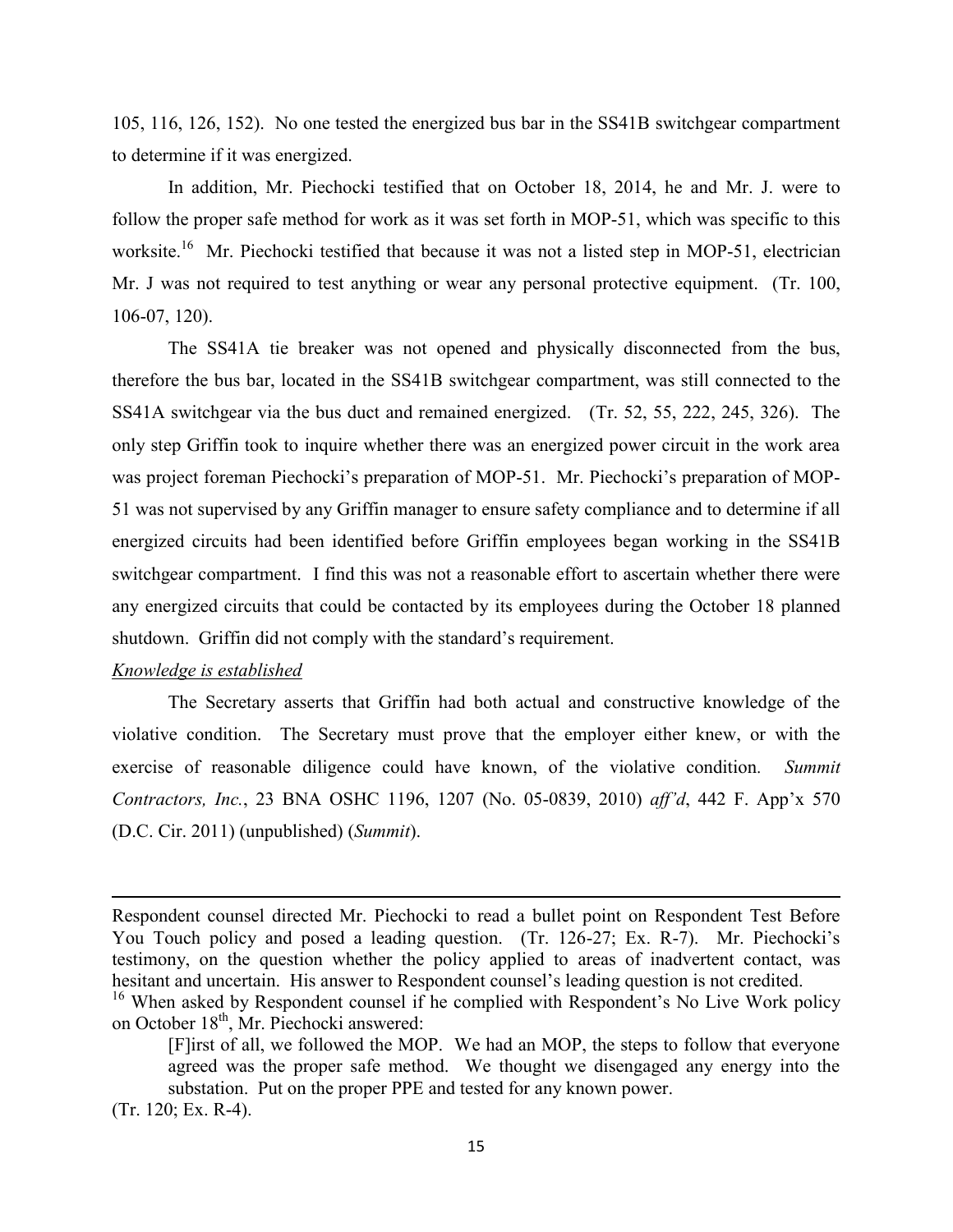105, 116, 126, 152). No one tested the energized bus bar in the SS41B switchgear compartment to determine if it was energized.

In addition, Mr. Piechocki testified that on October 18, 2014, he and Mr. J. were to follow the proper safe method for work as it was set forth in MOP-51, which was specific to this worksite.[16] Mr. Piechocki testified that because it was not a listed step in MOP-51, electrician Mr. J was not required to test anything or wear any personal protective equipment. (Tr. 100, 106-07, 120).

The SS41A tie breaker was not opened and physically disconnected from the bus, therefore the bus bar, located in the SS41B switchgear compartment, was still connected to the SS41A switchgear via the bus duct and remained energized. (Tr. 52, 55, 222, 245, 326). The only step Griffin took to inquire whether there was an energized power circuit in the work area was project foreman Piechocki's preparation of MOP-51. Mr. Piechocki's preparation of MOP-51 was not supervised by any Griffin manager to ensure safety compliance and to determine if all energized circuits had been identified before Griffin employees began working in the SS41B switchgear compartment. I find this was not a reasonable effort to ascertain whether there were any energized circuits that could be contacted by its employees during the October 18 planned shutdown. Griffin did not comply with the standard's requirement.

*Knowledge is established*

The Secretary asserts that Griffin had both actual and constructive knowledge of the violative condition. The Secretary must prove that the employer either knew, or with the exercise of reasonable diligence could have known, of the violative condition. *Summit Contractors, Inc.*, 23 BNA OSHC 1196, 1207 (No. 05-0839, 2010) *aff'd*, 442 F. App'x 570 (D.C. Cir. 2011) (unpublished) (*Summit*).

---

Respondent counsel directed Mr. Piechocki to read a bullet point on Respondent Test Before You Touch policy and posed a leading question. (Tr. 126-27; Ex. R-7). Mr. Piechocki's testimony, on the question whether the policy applied to areas of inadvertent contact, was hesitant and uncertain. His answer to Respondent counsel's leading question is not credited.

[16] When asked by Respondent counsel if he complied with Respondent's No Live Work policy on October 18th, Mr. Piechocki answered:

> [F]irst of all, we followed the MOP. We had an MOP, the steps to follow that everyone agreed was the proper safe method. We thought we disengaged any energy into the substation. Put on the proper PPE and tested for any known power.

(Tr. 120; Ex. R-4).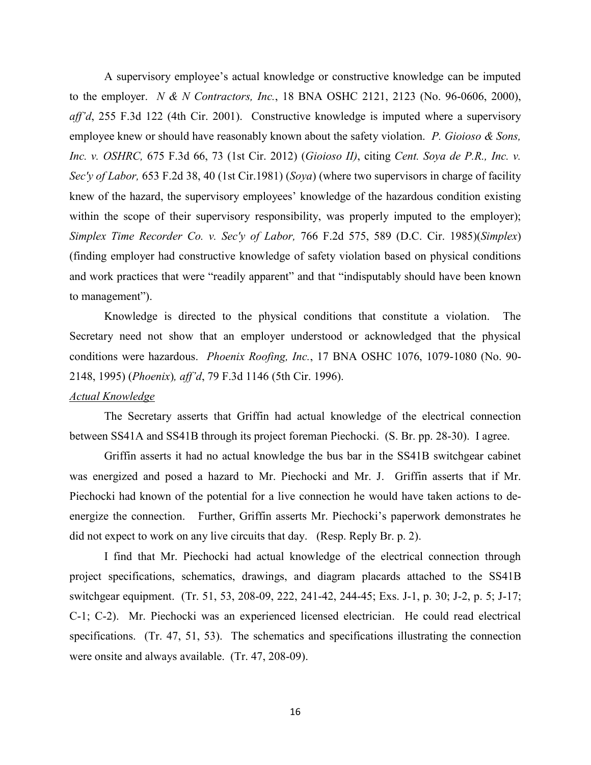A supervisory employee's actual knowledge or constructive knowledge can be imputed to the employer. *N & N Contractors, Inc.*, 18 BNA OSHC 2121, 2123 (No. 96-0606, 2000), *aff'd*, 255 F.3d 122 (4th Cir. 2001). Constructive knowledge is imputed where a supervisory employee knew or should have reasonably known about the safety violation. *P. Gioioso & Sons, Inc. v. OSHRC,* 675 F.3d 66, 73 (1st Cir. 2012) (*Gioioso II)*, citing *Cent. Soya de P.R., Inc. v. Sec'y of Labor,* 653 F.2d 38, 40 (1st Cir.1981) (*Soya*) (where two supervisors in charge of facility knew of the hazard, the supervisory employees' knowledge of the hazardous condition existing within the scope of their supervisory responsibility, was properly imputed to the employer); *Simplex Time Recorder Co. v. Sec'y of Labor,* 766 F.2d 575, 589 (D.C. Cir. 1985)(*Simplex*) (finding employer had constructive knowledge of safety violation based on physical conditions and work practices that were "readily apparent" and that "indisputably should have been known to management").

Knowledge is directed to the physical conditions that constitute a violation. The Secretary need not show that an employer understood or acknowledged that the physical conditions were hazardous. *Phoenix Roofing, Inc.*, 17 BNA OSHC 1076, 1079-1080 (No. 90-2148, 1995) (*Phoenix*)*, aff'd*, 79 F.3d 1146 (5th Cir. 1996).

*Actual Knowledge*

The Secretary asserts that Griffin had actual knowledge of the electrical connection between SS41A and SS41B through its project foreman Piechocki. (S. Br. pp. 28-30). I agree.

Griffin asserts it had no actual knowledge the bus bar in the SS41B switchgear cabinet was energized and posed a hazard to Mr. Piechocki and Mr. J. Griffin asserts that if Mr. Piechocki had known of the potential for a live connection he would have taken actions to de-energize the connection. Further, Griffin asserts Mr. Piechocki's paperwork demonstrates he did not expect to work on any live circuits that day. (Resp. Reply Br. p. 2).

I find that Mr. Piechocki had actual knowledge of the electrical connection through project specifications, schematics, drawings, and diagram placards attached to the SS41B switchgear equipment. (Tr. 51, 53, 208-09, 222, 241-42, 244-45; Exs. J-1, p. 30; J-2, p. 5; J-17; C-1; C-2). Mr. Piechocki was an experienced licensed electrician. He could read electrical specifications. (Tr. 47, 51, 53). The schematics and specifications illustrating the connection were onsite and always available. (Tr. 47, 208-09).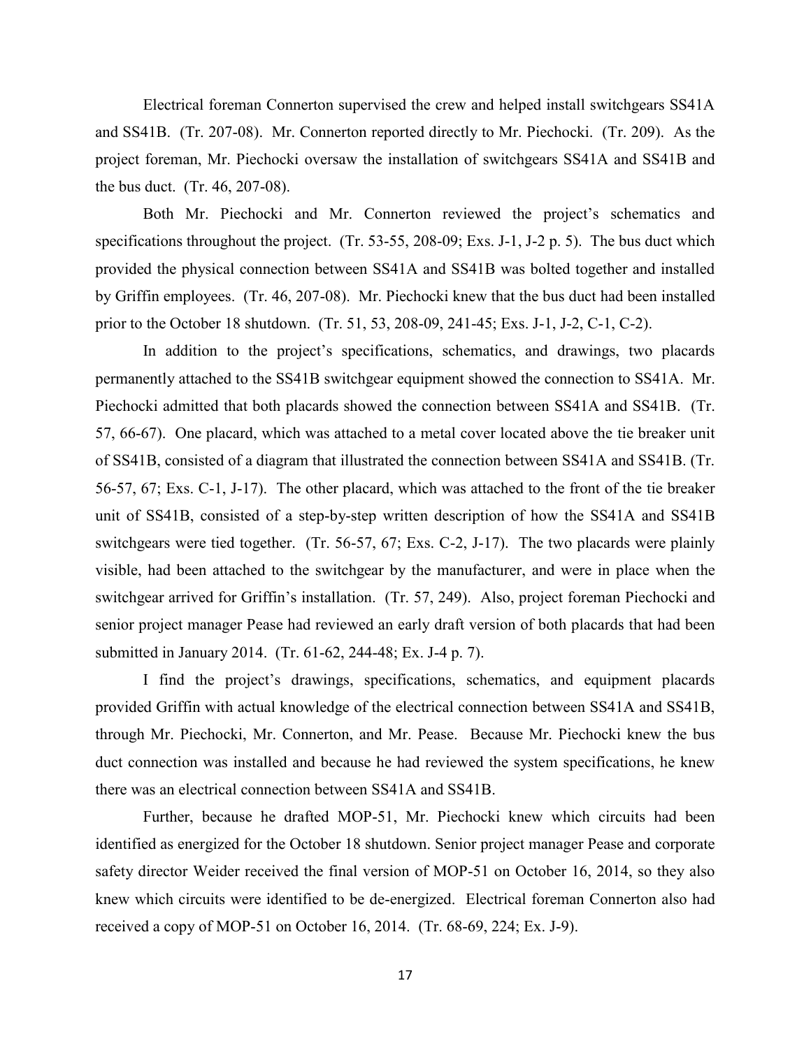Electrical foreman Connerton supervised the crew and helped install switchgears SS41A and SS41B. (Tr. 207-08). Mr. Connerton reported directly to Mr. Piechocki. (Tr. 209). As the project foreman, Mr. Piechocki oversaw the installation of switchgears SS41A and SS41B and the bus duct. (Tr. 46, 207-08).

Both Mr. Piechocki and Mr. Connerton reviewed the project's schematics and specifications throughout the project. (Tr. 53-55, 208-09; Exs. J-1, J-2 p. 5). The bus duct which provided the physical connection between SS41A and SS41B was bolted together and installed by Griffin employees. (Tr. 46, 207-08). Mr. Piechocki knew that the bus duct had been installed prior to the October 18 shutdown. (Tr. 51, 53, 208-09, 241-45; Exs. J-1, J-2, C-1, C-2).

In addition to the project's specifications, schematics, and drawings, two placards permanently attached to the SS41B switchgear equipment showed the connection to SS41A. Mr. Piechocki admitted that both placards showed the connection between SS41A and SS41B. (Tr. 57, 66-67). One placard, which was attached to a metal cover located above the tie breaker unit of SS41B, consisted of a diagram that illustrated the connection between SS41A and SS41B. (Tr. 56-57, 67; Exs. C-1, J-17). The other placard, which was attached to the front of the tie breaker unit of SS41B, consisted of a step-by-step written description of how the SS41A and SS41B switchgears were tied together. (Tr. 56-57, 67; Exs. C-2, J-17). The two placards were plainly visible, had been attached to the switchgear by the manufacturer, and were in place when the switchgear arrived for Griffin's installation. (Tr. 57, 249). Also, project foreman Piechocki and senior project manager Pease had reviewed an early draft version of both placards that had been submitted in January 2014. (Tr. 61-62, 244-48; Ex. J-4 p. 7).

I find the project's drawings, specifications, schematics, and equipment placards provided Griffin with actual knowledge of the electrical connection between SS41A and SS41B, through Mr. Piechocki, Mr. Connerton, and Mr. Pease. Because Mr. Piechocki knew the bus duct connection was installed and because he had reviewed the system specifications, he knew there was an electrical connection between SS41A and SS41B.

Further, because he drafted MOP-51, Mr. Piechocki knew which circuits had been identified as energized for the October 18 shutdown. Senior project manager Pease and corporate safety director Weider received the final version of MOP-51 on October 16, 2014, so they also knew which circuits were identified to be de-energized. Electrical foreman Connerton also had received a copy of MOP-51 on October 16, 2014. (Tr. 68-69, 224; Ex. J-9).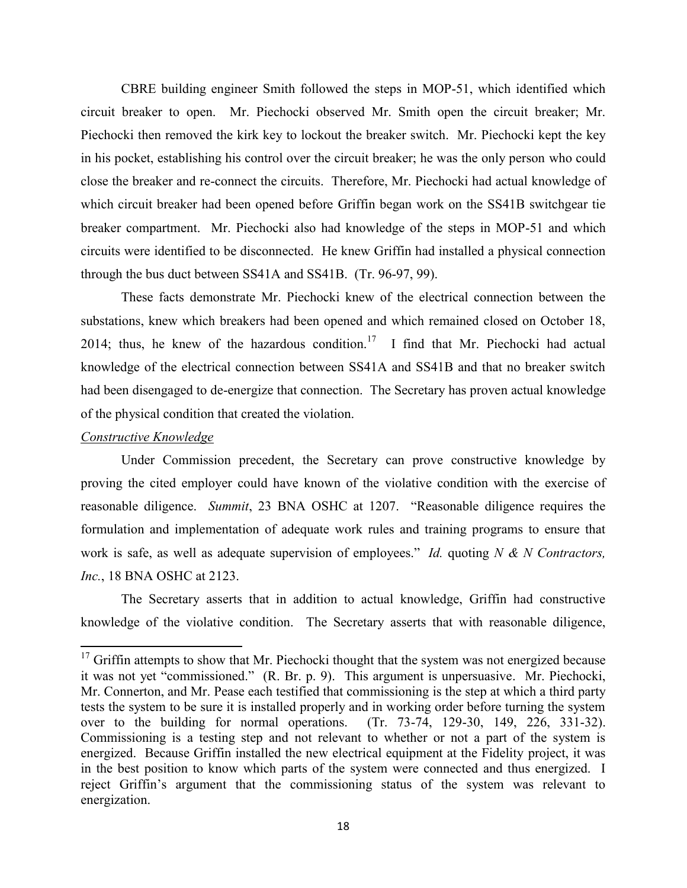CBRE building engineer Smith followed the steps in MOP-51, which identified which circuit breaker to open. Mr. Piechocki observed Mr. Smith open the circuit breaker; Mr. Piechocki then removed the kirk key to lockout the breaker switch. Mr. Piechocki kept the key in his pocket, establishing his control over the circuit breaker; he was the only person who could close the breaker and re-connect the circuits. Therefore, Mr. Piechocki had actual knowledge of which circuit breaker had been opened before Griffin began work on the SS41B switchgear tie breaker compartment. Mr. Piechocki also had knowledge of the steps in MOP-51 and which circuits were identified to be disconnected. He knew Griffin had installed a physical connection through the bus duct between SS41A and SS41B. (Tr. 96-97, 99).

These facts demonstrate Mr. Piechocki knew of the electrical connection between the substations, knew which breakers had been opened and which remained closed on October 18, 2014; thus, he knew of the hazardous condition.[17] I find that Mr. Piechocki had actual knowledge of the electrical connection between SS41A and SS41B and that no breaker switch had been disengaged to de-energize that connection. The Secretary has proven actual knowledge of the physical condition that created the violation.

*Constructive Knowledge*

Under Commission precedent, the Secretary can prove constructive knowledge by proving the cited employer could have known of the violative condition with the exercise of reasonable diligence. *Summit*, 23 BNA OSHC at 1207. "Reasonable diligence requires the formulation and implementation of adequate work rules and training programs to ensure that work is safe, as well as adequate supervision of employees." *Id.* quoting *N & N Contractors, Inc.*, 18 BNA OSHC at 2123.

The Secretary asserts that in addition to actual knowledge, Griffin had constructive knowledge of the violative condition. The Secretary asserts that with reasonable diligence,

---

[17] Griffin attempts to show that Mr. Piechocki thought that the system was not energized because it was not yet "commissioned." (R. Br. p. 9). This argument is unpersuasive. Mr. Piechocki, Mr. Connerton, and Mr. Pease each testified that commissioning is the step at which a third party tests the system to be sure it is installed properly and in working order before turning the system over to the building for normal operations. (Tr. 73-74, 129-30, 149, 226, 331-32). Commissioning is a testing step and not relevant to whether or not a part of the system is energized. Because Griffin installed the new electrical equipment at the Fidelity project, it was in the best position to know which parts of the system were connected and thus energized. I reject Griffin's argument that the commissioning status of the system was relevant to energization.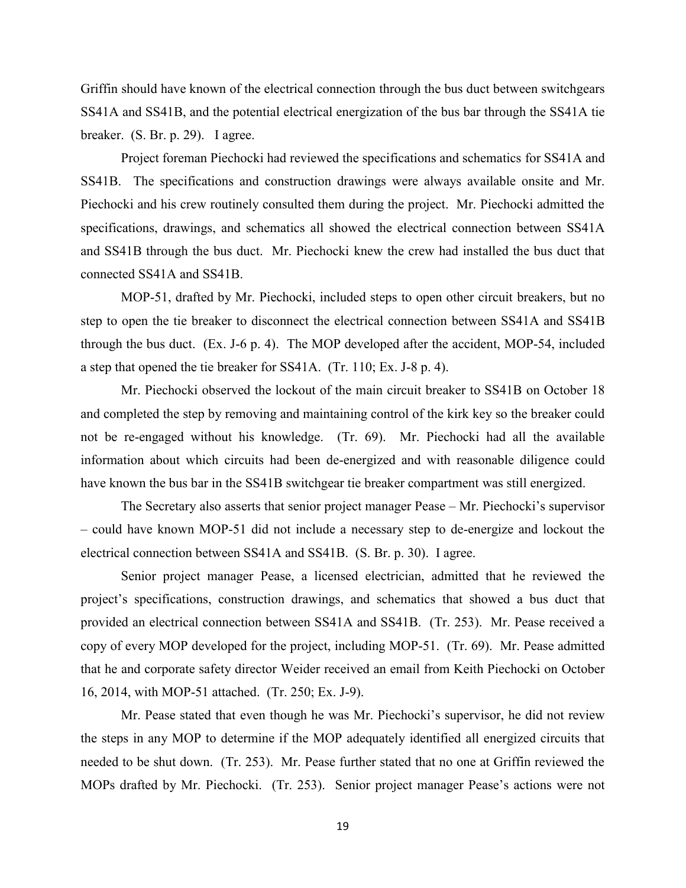Griffin should have known of the electrical connection through the bus duct between switchgears SS41A and SS41B, and the potential electrical energization of the bus bar through the SS41A tie breaker. (S. Br. p. 29). I agree.

Project foreman Piechocki had reviewed the specifications and schematics for SS41A and SS41B. The specifications and construction drawings were always available onsite and Mr. Piechocki and his crew routinely consulted them during the project. Mr. Piechocki admitted the specifications, drawings, and schematics all showed the electrical connection between SS41A and SS41B through the bus duct. Mr. Piechocki knew the crew had installed the bus duct that connected SS41A and SS41B.

MOP-51, drafted by Mr. Piechocki, included steps to open other circuit breakers, but no step to open the tie breaker to disconnect the electrical connection between SS41A and SS41B through the bus duct. (Ex. J-6 p. 4). The MOP developed after the accident, MOP-54, included a step that opened the tie breaker for SS41A. (Tr. 110; Ex. J-8 p. 4).

Mr. Piechocki observed the lockout of the main circuit breaker to SS41B on October 18 and completed the step by removing and maintaining control of the kirk key so the breaker could not be re-engaged without his knowledge. (Tr. 69). Mr. Piechocki had all the available information about which circuits had been de-energized and with reasonable diligence could have known the bus bar in the SS41B switchgear tie breaker compartment was still energized.

The Secretary also asserts that senior project manager Pease – Mr. Piechocki's supervisor – could have known MOP-51 did not include a necessary step to de-energize and lockout the electrical connection between SS41A and SS41B. (S. Br. p. 30). I agree.

Senior project manager Pease, a licensed electrician, admitted that he reviewed the project's specifications, construction drawings, and schematics that showed a bus duct that provided an electrical connection between SS41A and SS41B. (Tr. 253). Mr. Pease received a copy of every MOP developed for the project, including MOP-51. (Tr. 69). Mr. Pease admitted that he and corporate safety director Weider received an email from Keith Piechocki on October 16, 2014, with MOP-51 attached. (Tr. 250; Ex. J-9).

Mr. Pease stated that even though he was Mr. Piechocki's supervisor, he did not review the steps in any MOP to determine if the MOP adequately identified all energized circuits that needed to be shut down. (Tr. 253). Mr. Pease further stated that no one at Griffin reviewed the MOPs drafted by Mr. Piechocki. (Tr. 253). Senior project manager Pease's actions were not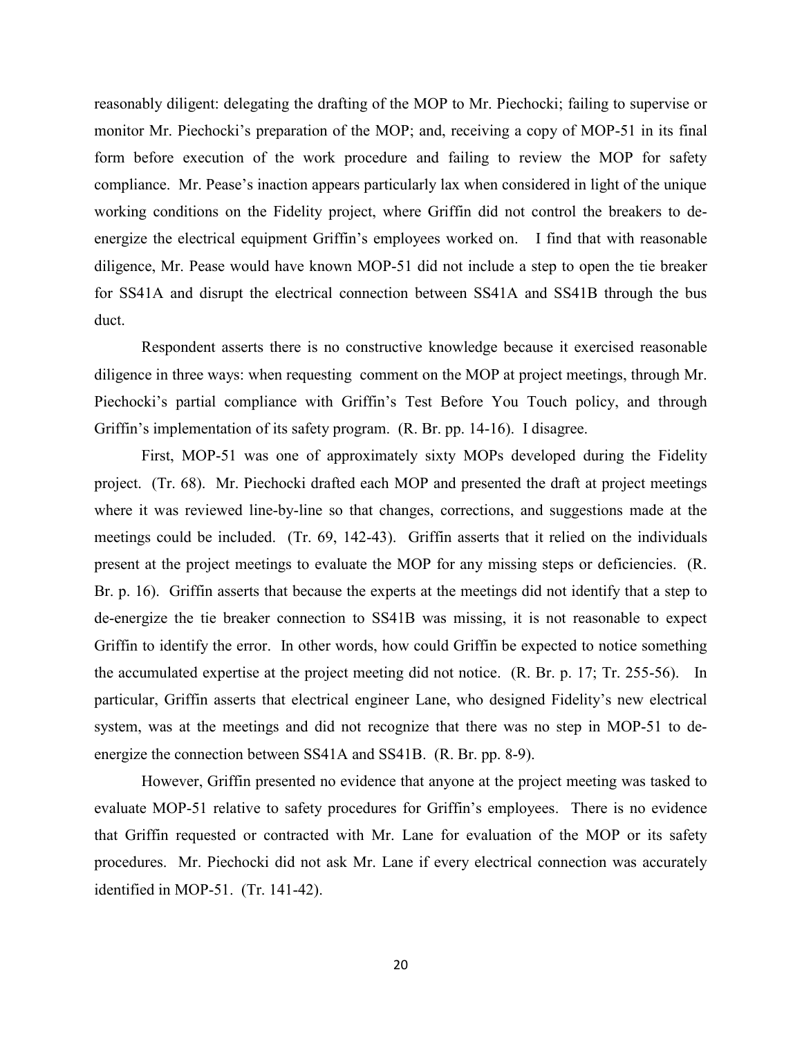reasonably diligent: delegating the drafting of the MOP to Mr. Piechocki; failing to supervise or monitor Mr. Piechocki's preparation of the MOP; and, receiving a copy of MOP-51 in its final form before execution of the work procedure and failing to review the MOP for safety compliance. Mr. Pease's inaction appears particularly lax when considered in light of the unique working conditions on the Fidelity project, where Griffin did not control the breakers to de-energize the electrical equipment Griffin's employees worked on. I find that with reasonable diligence, Mr. Pease would have known MOP-51 did not include a step to open the tie breaker for SS41A and disrupt the electrical connection between SS41A and SS41B through the bus duct.

Respondent asserts there is no constructive knowledge because it exercised reasonable diligence in three ways: when requesting comment on the MOP at project meetings, through Mr. Piechocki's partial compliance with Griffin's Test Before You Touch policy, and through Griffin's implementation of its safety program. (R. Br. pp. 14-16). I disagree.

First, MOP-51 was one of approximately sixty MOPs developed during the Fidelity project. (Tr. 68). Mr. Piechocki drafted each MOP and presented the draft at project meetings where it was reviewed line-by-line so that changes, corrections, and suggestions made at the meetings could be included. (Tr. 69, 142-43). Griffin asserts that it relied on the individuals present at the project meetings to evaluate the MOP for any missing steps or deficiencies. (R. Br. p. 16). Griffin asserts that because the experts at the meetings did not identify that a step to de-energize the tie breaker connection to SS41B was missing, it is not reasonable to expect Griffin to identify the error. In other words, how could Griffin be expected to notice something the accumulated expertise at the project meeting did not notice. (R. Br. p. 17; Tr. 255-56). In particular, Griffin asserts that electrical engineer Lane, who designed Fidelity's new electrical system, was at the meetings and did not recognize that there was no step in MOP-51 to de-energize the connection between SS41A and SS41B. (R. Br. pp. 8-9).

However, Griffin presented no evidence that anyone at the project meeting was tasked to evaluate MOP-51 relative to safety procedures for Griffin's employees. There is no evidence that Griffin requested or contracted with Mr. Lane for evaluation of the MOP or its safety procedures. Mr. Piechocki did not ask Mr. Lane if every electrical connection was accurately identified in MOP-51. (Tr. 141-42).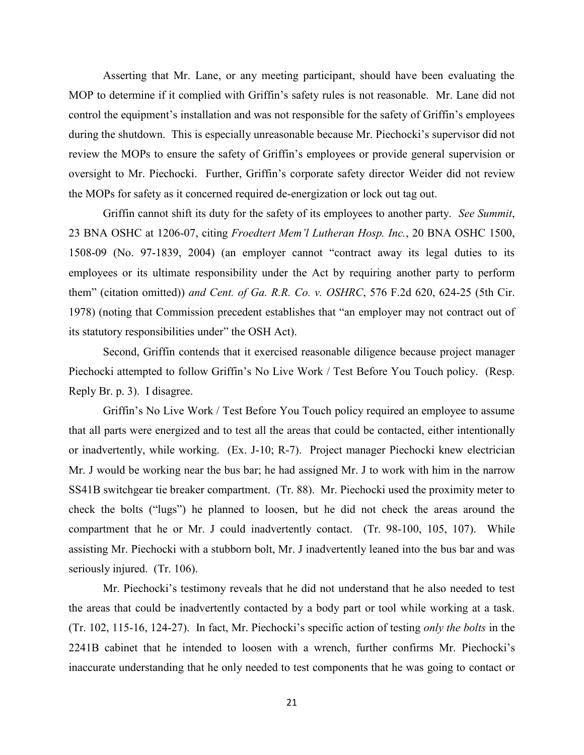Asserting that Mr. Lane, or any meeting participant, should have been evaluating the MOP to determine if it complied with Griffin's safety rules is not reasonable. Mr. Lane did not control the equipment's installation and was not responsible for the safety of Griffin's employees during the shutdown. This is especially unreasonable because Mr. Piechocki's supervisor did not review the MOPs to ensure the safety of Griffin's employees or provide general supervision or oversight to Mr. Piechocki. Further, Griffin's corporate safety director Weider did not review the MOPs for safety as it concerned required de-energization or lock out tag out.

Griffin cannot shift its duty for the safety of its employees to another party. *See Summit*, 23 BNA OSHC at 1206-07, citing *Froedtert Mem'l Lutheran Hosp. Inc.*, 20 BNA OSHC 1500, 1508-09 (No. 97-1839, 2004) (an employer cannot "contract away its legal duties to its employees or its ultimate responsibility under the Act by requiring another party to perform them" (citation omitted)) *and Cent. of Ga. R.R. Co. v. OSHRC*, 576 F.2d 620, 624-25 (5th Cir. 1978) (noting that Commission precedent establishes that "an employer may not contract out of its statutory responsibilities under" the OSH Act).

Second, Griffin contends that it exercised reasonable diligence because project manager Piechocki attempted to follow Griffin's No Live Work / Test Before You Touch policy. (Resp. Reply Br. p. 3). I disagree.

Griffin's No Live Work / Test Before You Touch policy required an employee to assume that all parts were energized and to test all the areas that could be contacted, either intentionally or inadvertently, while working. (Ex. J-10; R-7). Project manager Piechocki knew electrician Mr. J would be working near the bus bar; he had assigned Mr. J to work with him in the narrow SS41B switchgear tie breaker compartment. (Tr. 88). Mr. Piechocki used the proximity meter to check the bolts ("lugs") he planned to loosen, but he did not check the areas around the compartment that he or Mr. J could inadvertently contact. (Tr. 98-100, 105, 107). While assisting Mr. Piechocki with a stubborn bolt, Mr. J inadvertently leaned into the bus bar and was seriously injured. (Tr. 106).

Mr. Piechocki's testimony reveals that he did not understand that he also needed to test the areas that could be inadvertently contacted by a body part or tool while working at a task. (Tr. 102, 115-16, 124-27). In fact, Mr. Piechocki's specific action of testing *only the bolts* in the 2241B cabinet that he intended to loosen with a wrench, further confirms Mr. Piechocki's inaccurate understanding that he only needed to test components that he was going to contact or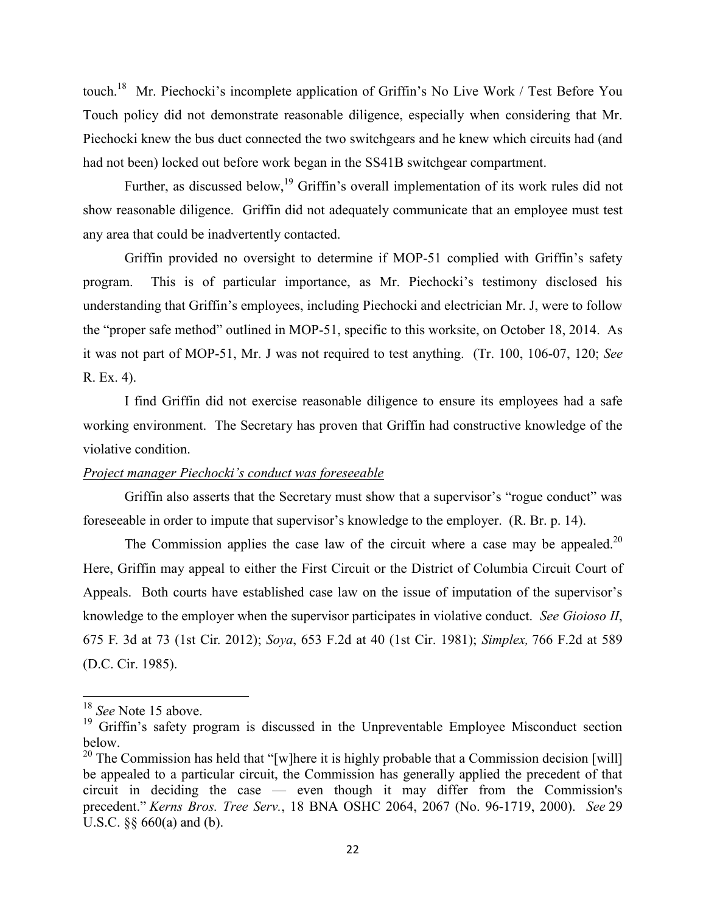touch.[18] Mr. Piechocki's incomplete application of Griffin's No Live Work / Test Before You Touch policy did not demonstrate reasonable diligence, especially when considering that Mr. Piechocki knew the bus duct connected the two switchgears and he knew which circuits had (and had not been) locked out before work began in the SS41B switchgear compartment.

Further, as discussed below,[19] Griffin's overall implementation of its work rules did not show reasonable diligence. Griffin did not adequately communicate that an employee must test any area that could be inadvertently contacted.

Griffin provided no oversight to determine if MOP-51 complied with Griffin's safety program. This is of particular importance, as Mr. Piechocki's testimony disclosed his understanding that Griffin's employees, including Piechocki and electrician Mr. J, were to follow the "proper safe method" outlined in MOP-51, specific to this worksite, on October 18, 2014. As it was not part of MOP-51, Mr. J was not required to test anything. (Tr. 100, 106-07, 120; *See* R. Ex. 4).

I find Griffin did not exercise reasonable diligence to ensure its employees had a safe working environment. The Secretary has proven that Griffin had constructive knowledge of the violative condition.

*Project manager Piechocki's conduct was foreseeable*

Griffin also asserts that the Secretary must show that a supervisor's "rogue conduct" was foreseeable in order to impute that supervisor's knowledge to the employer. (R. Br. p. 14).

The Commission applies the case law of the circuit where a case may be appealed.[20] Here, Griffin may appeal to either the First Circuit or the District of Columbia Circuit Court of Appeals. Both courts have established case law on the issue of imputation of the supervisor's knowledge to the employer when the supervisor participates in violative conduct. *See Gioioso II*, 675 F. 3d at 73 (1st Cir. 2012); *Soya*, 653 F.2d at 40 (1st Cir. 1981); *Simplex,* 766 F.2d at 589 (D.C. Cir. 1985).

---

[18] *See* Note 15 above.

[19] Griffin's safety program is discussed in the Unpreventable Employee Misconduct section below.

[20] The Commission has held that "[w]here it is highly probable that a Commission decision [will] be appealed to a particular circuit, the Commission has generally applied the precedent of that circuit in deciding the case — even though it may differ from the Commission's precedent." *Kerns Bros. Tree Serv.*, 18 BNA OSHC 2064, 2067 (No. 96-1719, 2000). *See* 29 U.S.C. §§ 660(a) and (b).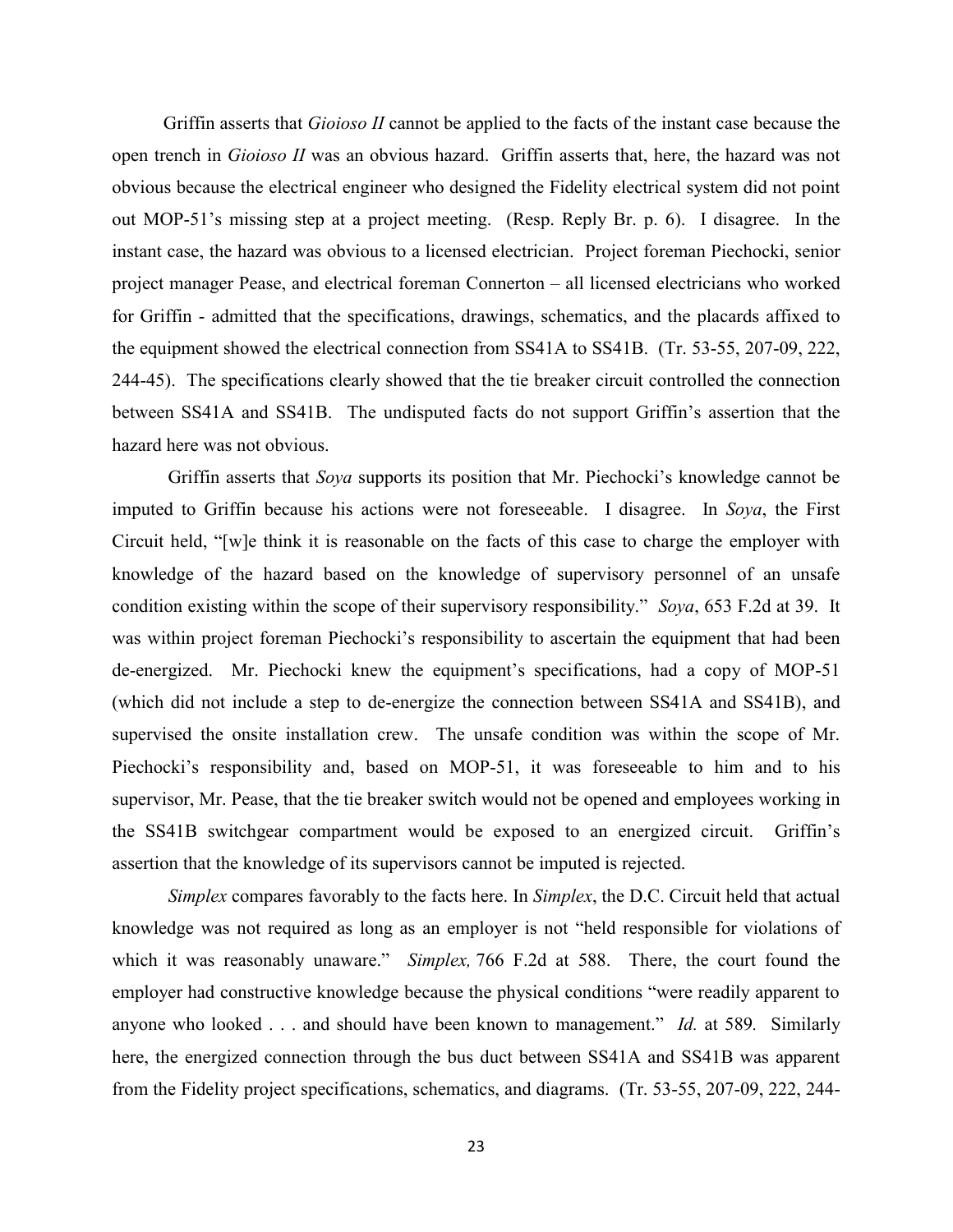Griffin asserts that *Gioioso II* cannot be applied to the facts of the instant case because the open trench in *Gioioso II* was an obvious hazard. Griffin asserts that, here, the hazard was not obvious because the electrical engineer who designed the Fidelity electrical system did not point out MOP-51's missing step at a project meeting. (Resp. Reply Br. p. 6). I disagree. In the instant case, the hazard was obvious to a licensed electrician. Project foreman Piechocki, senior project manager Pease, and electrical foreman Connerton – all licensed electricians who worked for Griffin - admitted that the specifications, drawings, schematics, and the placards affixed to the equipment showed the electrical connection from SS41A to SS41B. (Tr. 53-55, 207-09, 222, 244-45). The specifications clearly showed that the tie breaker circuit controlled the connection between SS41A and SS41B. The undisputed facts do not support Griffin's assertion that the hazard here was not obvious.

Griffin asserts that *Soya* supports its position that Mr. Piechocki's knowledge cannot be imputed to Griffin because his actions were not foreseeable. I disagree. In *Soya*, the First Circuit held, "[w]e think it is reasonable on the facts of this case to charge the employer with knowledge of the hazard based on the knowledge of supervisory personnel of an unsafe condition existing within the scope of their supervisory responsibility." *Soya*, 653 F.2d at 39. It was within project foreman Piechocki's responsibility to ascertain the equipment that had been de-energized. Mr. Piechocki knew the equipment's specifications, had a copy of MOP-51 (which did not include a step to de-energize the connection between SS41A and SS41B), and supervised the onsite installation crew. The unsafe condition was within the scope of Mr. Piechocki's responsibility and, based on MOP-51, it was foreseeable to him and to his supervisor, Mr. Pease, that the tie breaker switch would not be opened and employees working in the SS41B switchgear compartment would be exposed to an energized circuit. Griffin's assertion that the knowledge of its supervisors cannot be imputed is rejected.

*Simplex* compares favorably to the facts here. In *Simplex*, the D.C. Circuit held that actual knowledge was not required as long as an employer is not "held responsible for violations of which it was reasonably unaware." *Simplex,* 766 F.2d at 588. There, the court found the employer had constructive knowledge because the physical conditions "were readily apparent to anyone who looked . . . and should have been known to management." *Id.* at 589. Similarly here, the energized connection through the bus duct between SS41A and SS41B was apparent from the Fidelity project specifications, schematics, and diagrams. (Tr. 53-55, 207-09, 222, 244-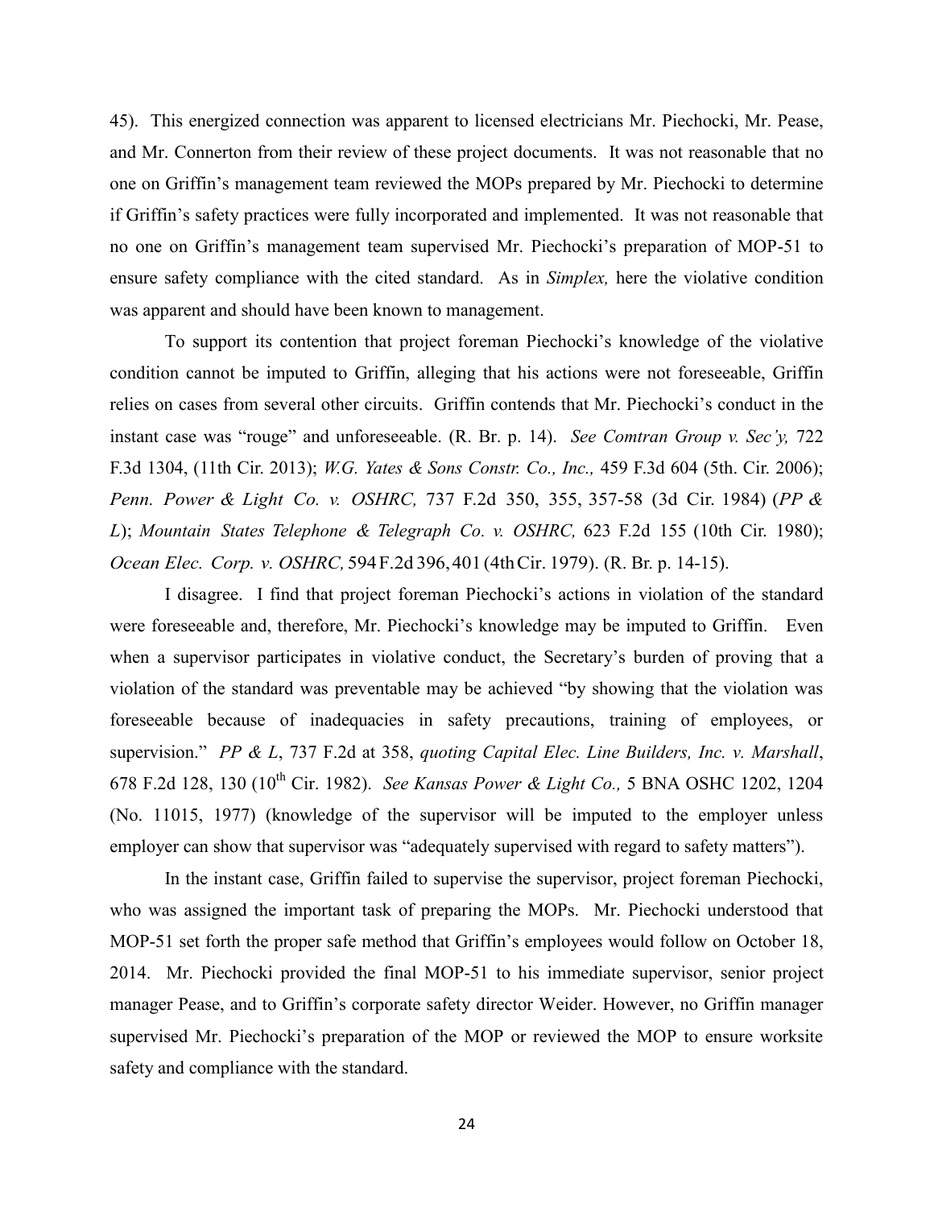45). This energized connection was apparent to licensed electricians Mr. Piechocki, Mr. Pease, and Mr. Connerton from their review of these project documents. It was not reasonable that no one on Griffin's management team reviewed the MOPs prepared by Mr. Piechocki to determine if Griffin's safety practices were fully incorporated and implemented. It was not reasonable that no one on Griffin's management team supervised Mr. Piechocki's preparation of MOP-51 to ensure safety compliance with the cited standard. As in *Simplex,* here the violative condition was apparent and should have been known to management.

To support its contention that project foreman Piechocki's knowledge of the violative condition cannot be imputed to Griffin, alleging that his actions were not foreseeable, Griffin relies on cases from several other circuits. Griffin contends that Mr. Piechocki's conduct in the instant case was "rouge" and unforeseeable. (R. Br. p. 14). *See Comtran Group v. Sec'y,* 722 F.3d 1304, (11th Cir. 2013); *W.G. Yates & Sons Constr. Co., Inc.,* 459 F.3d 604 (5th. Cir. 2006); *Penn. Power & Light Co. v. OSHRC,* 737 F.2d 350, 355, 357-58 (3d Cir. 1984) (*PP & L*); *Mountain States Telephone & Telegraph Co. v. OSHRC,* 623 F.2d 155 (10th Cir. 1980); *Ocean Elec. Corp. v. OSHRC,* 594 F.2d 396, 401 (4th Cir. 1979). (R. Br. p. 14-15).

I disagree. I find that project foreman Piechocki's actions in violation of the standard were foreseeable and, therefore, Mr. Piechocki's knowledge may be imputed to Griffin. Even when a supervisor participates in violative conduct, the Secretary's burden of proving that a violation of the standard was preventable may be achieved "by showing that the violation was foreseeable because of inadequacies in safety precautions, training of employees, or supervision." *PP & L*, 737 F.2d at 358, *quoting Capital Elec. Line Builders, Inc. v. Marshall*, 678 F.2d 128, 130 (10th Cir. 1982). *See Kansas Power & Light Co.,* 5 BNA OSHC 1202, 1204 (No. 11015, 1977) (knowledge of the supervisor will be imputed to the employer unless employer can show that supervisor was "adequately supervised with regard to safety matters").

In the instant case, Griffin failed to supervise the supervisor, project foreman Piechocki, who was assigned the important task of preparing the MOPs. Mr. Piechocki understood that MOP-51 set forth the proper safe method that Griffin's employees would follow on October 18, 2014. Mr. Piechocki provided the final MOP-51 to his immediate supervisor, senior project manager Pease, and to Griffin's corporate safety director Weider. However, no Griffin manager supervised Mr. Piechocki's preparation of the MOP or reviewed the MOP to ensure worksite safety and compliance with the standard.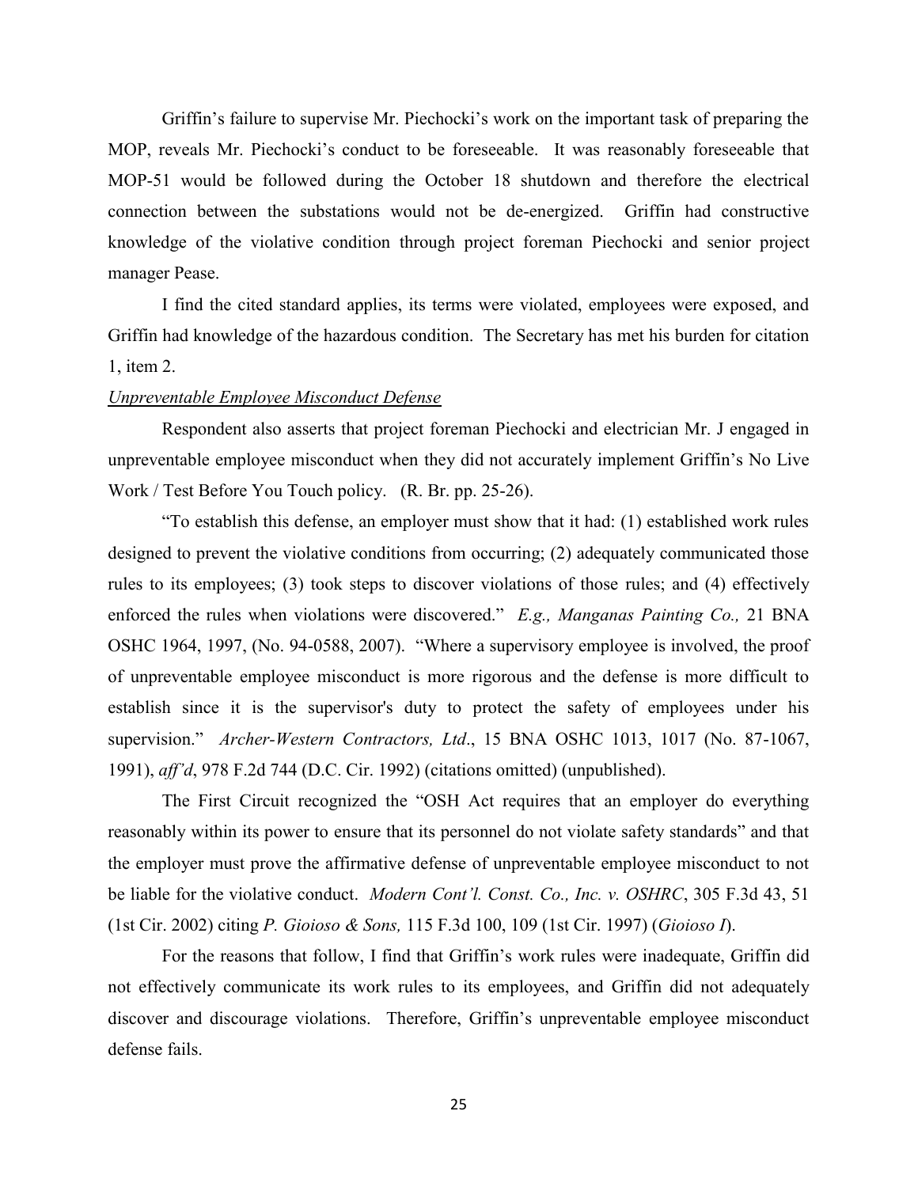Griffin's failure to supervise Mr. Piechocki's work on the important task of preparing the MOP, reveals Mr. Piechocki's conduct to be foreseeable. It was reasonably foreseeable that MOP-51 would be followed during the October 18 shutdown and therefore the electrical connection between the substations would not be de-energized. Griffin had constructive knowledge of the violative condition through project foreman Piechocki and senior project manager Pease.

I find the cited standard applies, its terms were violated, employees were exposed, and Griffin had knowledge of the hazardous condition. The Secretary has met his burden for citation 1, item 2.

*Unpreventable Employee Misconduct Defense*

Respondent also asserts that project foreman Piechocki and electrician Mr. J engaged in unpreventable employee misconduct when they did not accurately implement Griffin's No Live Work / Test Before You Touch policy. (R. Br. pp. 25-26).

"To establish this defense, an employer must show that it had: (1) established work rules designed to prevent the violative conditions from occurring; (2) adequately communicated those rules to its employees; (3) took steps to discover violations of those rules; and (4) effectively enforced the rules when violations were discovered." *E.g., Manganas Painting Co.,* 21 BNA OSHC 1964, 1997, (No. 94-0588, 2007). "Where a supervisory employee is involved, the proof of unpreventable employee misconduct is more rigorous and the defense is more difficult to establish since it is the supervisor's duty to protect the safety of employees under his supervision." *Archer-Western Contractors, Ltd*., 15 BNA OSHC 1013, 1017 (No. 87-1067, 1991), *aff'd*, 978 F.2d 744 (D.C. Cir. 1992) (citations omitted) (unpublished).

The First Circuit recognized the "OSH Act requires that an employer do everything reasonably within its power to ensure that its personnel do not violate safety standards" and that the employer must prove the affirmative defense of unpreventable employee misconduct to not be liable for the violative conduct. *Modern Cont'l. Const. Co., Inc. v. OSHRC*, 305 F.3d 43, 51 (1st Cir. 2002) citing *P. Gioioso & Sons,* 115 F.3d 100, 109 (1st Cir. 1997) (*Gioioso I*).

For the reasons that follow, I find that Griffin's work rules were inadequate, Griffin did not effectively communicate its work rules to its employees, and Griffin did not adequately discover and discourage violations. Therefore, Griffin's unpreventable employee misconduct defense fails.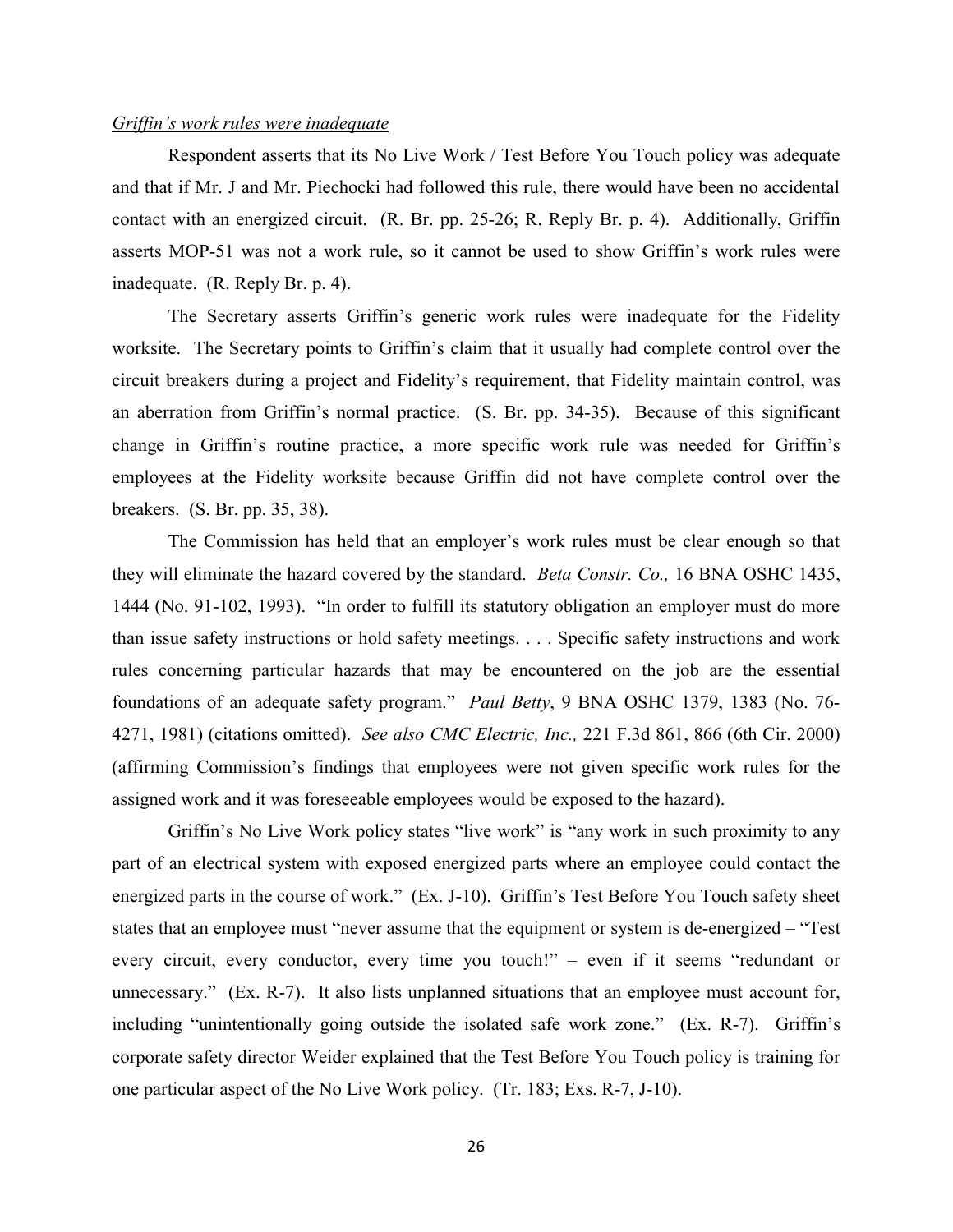*Griffin's work rules were inadequate*

Respondent asserts that its No Live Work / Test Before You Touch policy was adequate and that if Mr. J and Mr. Piechocki had followed this rule, there would have been no accidental contact with an energized circuit. (R. Br. pp. 25-26; R. Reply Br. p. 4). Additionally, Griffin asserts MOP-51 was not a work rule, so it cannot be used to show Griffin's work rules were inadequate. (R. Reply Br. p. 4).

The Secretary asserts Griffin's generic work rules were inadequate for the Fidelity worksite. The Secretary points to Griffin's claim that it usually had complete control over the circuit breakers during a project and Fidelity's requirement, that Fidelity maintain control, was an aberration from Griffin's normal practice. (S. Br. pp. 34-35). Because of this significant change in Griffin's routine practice, a more specific work rule was needed for Griffin's employees at the Fidelity worksite because Griffin did not have complete control over the breakers. (S. Br. pp. 35, 38).

The Commission has held that an employer's work rules must be clear enough so that they will eliminate the hazard covered by the standard. *Beta Constr. Co.,* 16 BNA OSHC 1435, 1444 (No. 91-102, 1993). "In order to fulfill its statutory obligation an employer must do more than issue safety instructions or hold safety meetings. . . . Specific safety instructions and work rules concerning particular hazards that may be encountered on the job are the essential foundations of an adequate safety program." *Paul Betty*, 9 BNA OSHC 1379, 1383 (No. 76-4271, 1981) (citations omitted). *See also CMC Electric, Inc.,* 221 F.3d 861, 866 (6th Cir. 2000) (affirming Commission's findings that employees were not given specific work rules for the assigned work and it was foreseeable employees would be exposed to the hazard).

Griffin's No Live Work policy states "live work" is "any work in such proximity to any part of an electrical system with exposed energized parts where an employee could contact the energized parts in the course of work." (Ex. J-10). Griffin's Test Before You Touch safety sheet states that an employee must "never assume that the equipment or system is de-energized – "Test every circuit, every conductor, every time you touch!" – even if it seems "redundant or unnecessary." (Ex. R-7). It also lists unplanned situations that an employee must account for, including "unintentionally going outside the isolated safe work zone." (Ex. R-7). Griffin's corporate safety director Weider explained that the Test Before You Touch policy is training for one particular aspect of the No Live Work policy. (Tr. 183; Exs. R-7, J-10).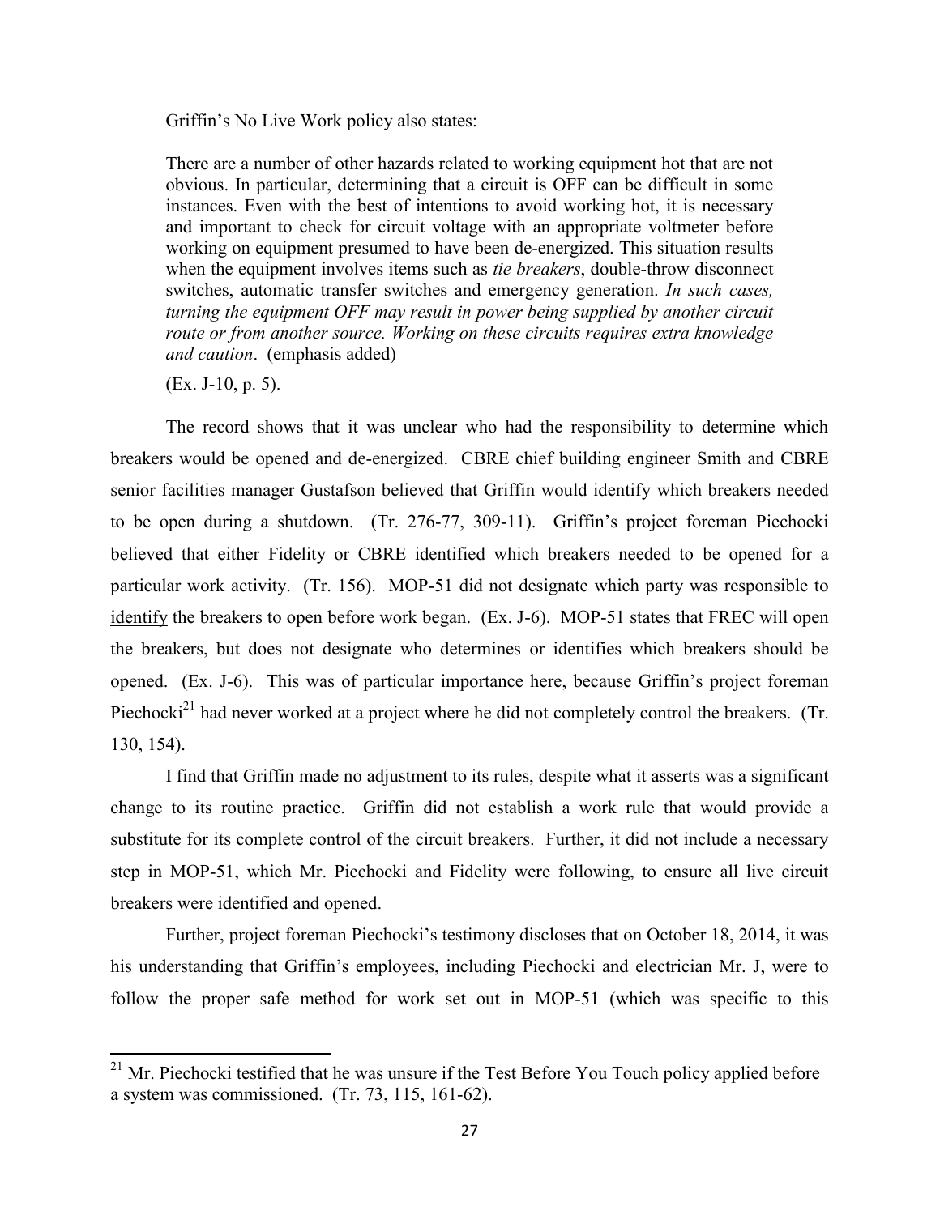Griffin's No Live Work policy also states:

> There are a number of other hazards related to working equipment hot that are not obvious. In particular, determining that a circuit is OFF can be difficult in some instances. Even with the best of intentions to avoid working hot, it is necessary and important to check for circuit voltage with an appropriate voltmeter before working on equipment presumed to have been de-energized. This situation results when the equipment involves items such as *tie breakers*, double-throw disconnect switches, automatic transfer switches and emergency generation. *In such cases, turning the equipment OFF may result in power being supplied by another circuit route or from another source. Working on these circuits requires extra knowledge and caution*. (emphasis added)
>
> (Ex. J-10, p. 5).

The record shows that it was unclear who had the responsibility to determine which breakers would be opened and de-energized. CBRE chief building engineer Smith and CBRE senior facilities manager Gustafson believed that Griffin would identify which breakers needed to be open during a shutdown. (Tr. 276-77, 309-11). Griffin's project foreman Piechocki believed that either Fidelity or CBRE identified which breakers needed to be opened for a particular work activity. (Tr. 156). MOP-51 did not designate which party was responsible to identify the breakers to open before work began. (Ex. J-6). MOP-51 states that FREC will open the breakers, but does not designate who determines or identifies which breakers should be opened. (Ex. J-6). This was of particular importance here, because Griffin's project foreman Piechocki[21] had never worked at a project where he did not completely control the breakers. (Tr. 130, 154).

I find that Griffin made no adjustment to its rules, despite what it asserts was a significant change to its routine practice. Griffin did not establish a work rule that would provide a substitute for its complete control of the circuit breakers. Further, it did not include a necessary step in MOP-51, which Mr. Piechocki and Fidelity were following, to ensure all live circuit breakers were identified and opened.

Further, project foreman Piechocki's testimony discloses that on October 18, 2014, it was his understanding that Griffin's employees, including Piechocki and electrician Mr. J, were to follow the proper safe method for work set out in MOP-51 (which was specific to this

[21] Mr. Piechocki testified that he was unsure if the Test Before You Touch policy applied before a system was commissioned. (Tr. 73, 115, 161-62).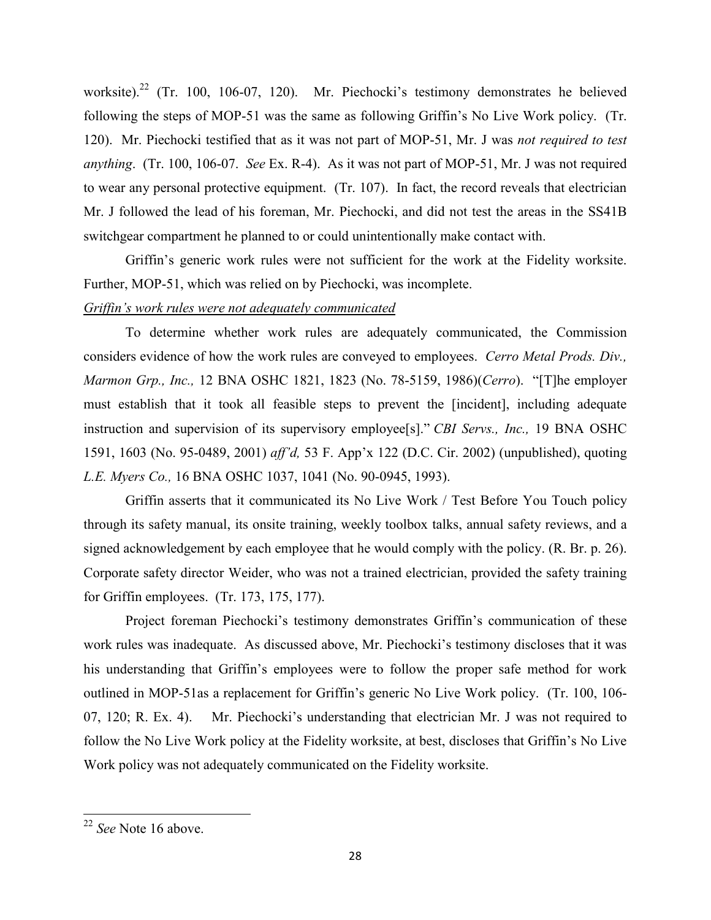worksite).[22] (Tr. 100, 106-07, 120). Mr. Piechocki's testimony demonstrates he believed following the steps of MOP-51 was the same as following Griffin's No Live Work policy. (Tr. 120). Mr. Piechocki testified that as it was not part of MOP-51, Mr. J was *not required to test anything*. (Tr. 100, 106-07. *See* Ex. R-4). As it was not part of MOP-51, Mr. J was not required to wear any personal protective equipment. (Tr. 107). In fact, the record reveals that electrician Mr. J followed the lead of his foreman, Mr. Piechocki, and did not test the areas in the SS41B switchgear compartment he planned to or could unintentionally make contact with.

Griffin's generic work rules were not sufficient for the work at the Fidelity worksite. Further, MOP-51, which was relied on by Piechocki, was incomplete.

***Griffin's work rules were not adequately communicated***

To determine whether work rules are adequately communicated, the Commission considers evidence of how the work rules are conveyed to employees. *Cerro Metal Prods. Div., Marmon Grp., Inc.,* 12 BNA OSHC 1821, 1823 (No. 78-5159, 1986)(*Cerro*). "[T]he employer must establish that it took all feasible steps to prevent the [incident], including adequate instruction and supervision of its supervisory employee[s]." *CBI Servs., Inc.,* 19 BNA OSHC 1591, 1603 (No. 95-0489, 2001) *aff'd,* 53 F. App'x 122 (D.C. Cir. 2002) (unpublished), quoting *L.E. Myers Co.,* 16 BNA OSHC 1037, 1041 (No. 90-0945, 1993).

Griffin asserts that it communicated its No Live Work / Test Before You Touch policy through its safety manual, its onsite training, weekly toolbox talks, annual safety reviews, and a signed acknowledgement by each employee that he would comply with the policy. (R. Br. p. 26). Corporate safety director Weider, who was not a trained electrician, provided the safety training for Griffin employees. (Tr. 173, 175, 177).

Project foreman Piechocki's testimony demonstrates Griffin's communication of these work rules was inadequate. As discussed above, Mr. Piechocki's testimony discloses that it was his understanding that Griffin's employees were to follow the proper safe method for work outlined in MOP-51as a replacement for Griffin's generic No Live Work policy. (Tr. 100, 106-07, 120; R. Ex. 4). Mr. Piechocki's understanding that electrician Mr. J was not required to follow the No Live Work policy at the Fidelity worksite, at best, discloses that Griffin's No Live Work policy was not adequately communicated on the Fidelity worksite.

[22] *See* Note 16 above.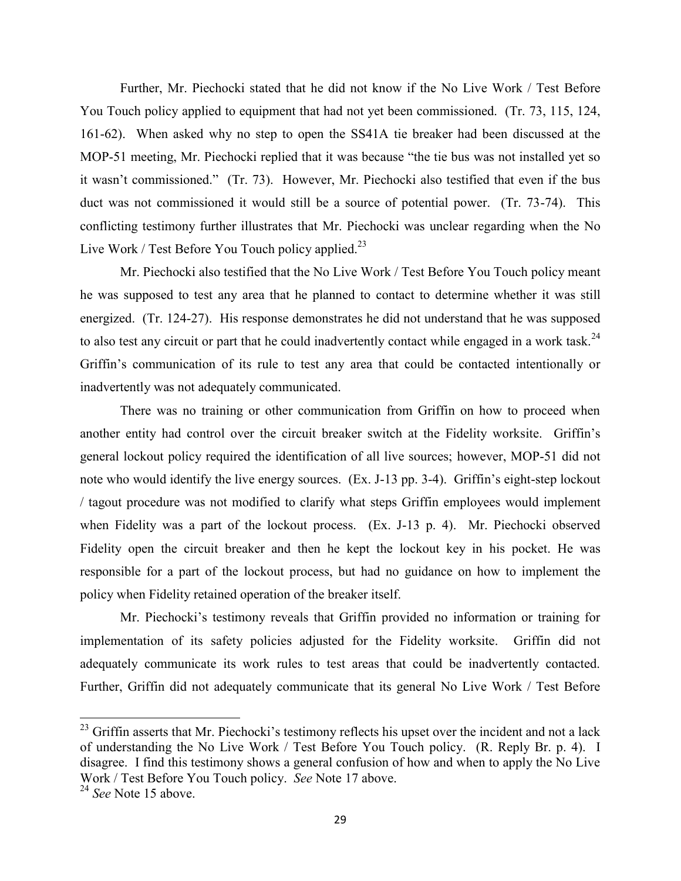Further, Mr. Piechocki stated that he did not know if the No Live Work / Test Before You Touch policy applied to equipment that had not yet been commissioned. (Tr. 73, 115, 124, 161-62). When asked why no step to open the SS41A tie breaker had been discussed at the MOP-51 meeting, Mr. Piechocki replied that it was because "the tie bus was not installed yet so it wasn't commissioned." (Tr. 73). However, Mr. Piechocki also testified that even if the bus duct was not commissioned it would still be a source of potential power. (Tr. 73-74). This conflicting testimony further illustrates that Mr. Piechocki was unclear regarding when the No Live Work / Test Before You Touch policy applied.[23]

Mr. Piechocki also testified that the No Live Work / Test Before You Touch policy meant he was supposed to test any area that he planned to contact to determine whether it was still energized. (Tr. 124-27). His response demonstrates he did not understand that he was supposed to also test any circuit or part that he could inadvertently contact while engaged in a work task.[24] Griffin's communication of its rule to test any area that could be contacted intentionally or inadvertently was not adequately communicated.

There was no training or other communication from Griffin on how to proceed when another entity had control over the circuit breaker switch at the Fidelity worksite. Griffin's general lockout policy required the identification of all live sources; however, MOP-51 did not note who would identify the live energy sources. (Ex. J-13 pp. 3-4). Griffin's eight-step lockout / tagout procedure was not modified to clarify what steps Griffin employees would implement when Fidelity was a part of the lockout process. (Ex. J-13 p. 4). Mr. Piechocki observed Fidelity open the circuit breaker and then he kept the lockout key in his pocket. He was responsible for a part of the lockout process, but had no guidance on how to implement the policy when Fidelity retained operation of the breaker itself.

Mr. Piechocki's testimony reveals that Griffin provided no information or training for implementation of its safety policies adjusted for the Fidelity worksite. Griffin did not adequately communicate its work rules to test areas that could be inadvertently contacted. Further, Griffin did not adequately communicate that its general No Live Work / Test Before

---

[23] Griffin asserts that Mr. Piechocki's testimony reflects his upset over the incident and not a lack of understanding the No Live Work / Test Before You Touch policy. (R. Reply Br. p. 4). I disagree. I find this testimony shows a general confusion of how and when to apply the No Live Work / Test Before You Touch policy. *See* Note 17 above.

[24] *See* Note 15 above.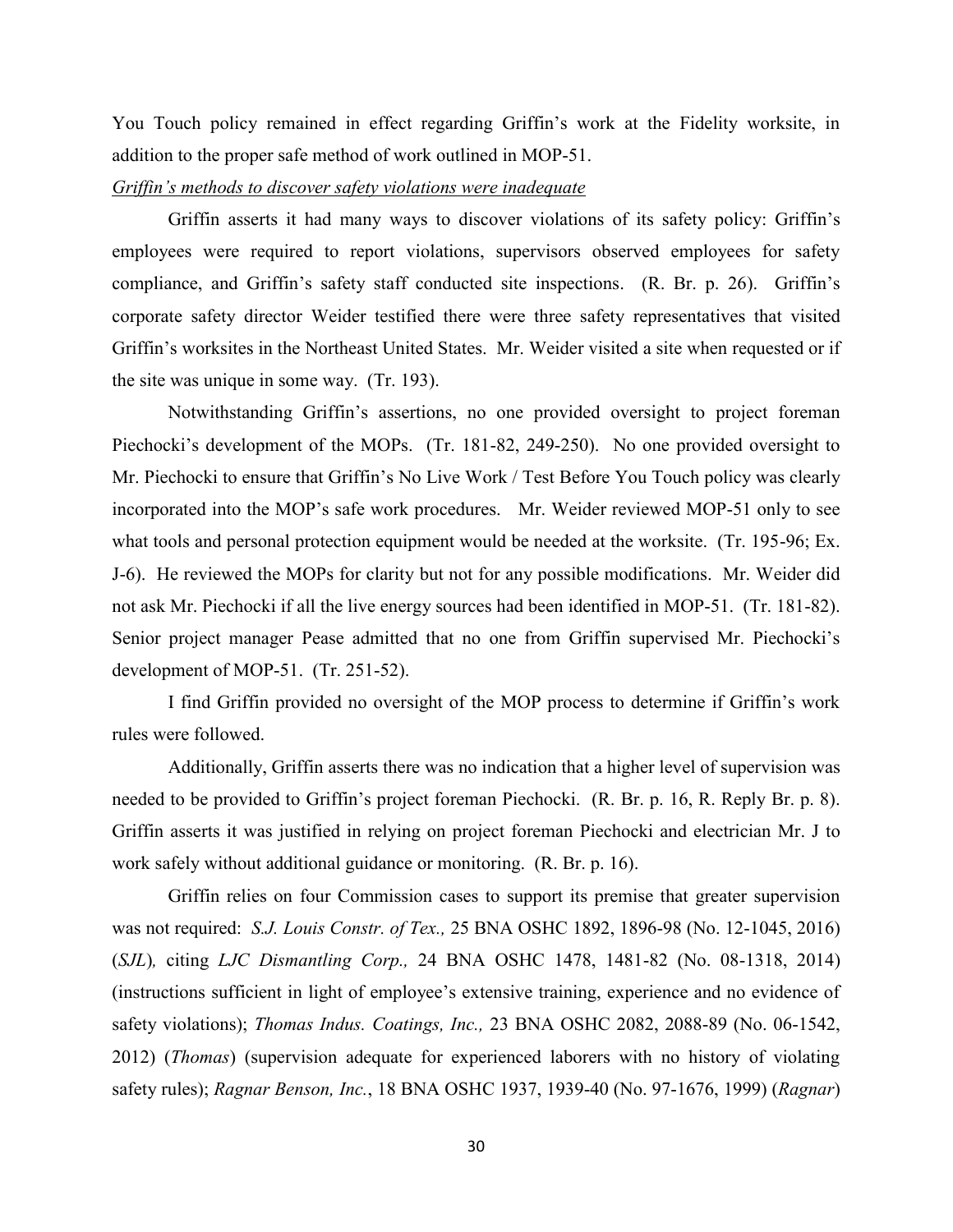You Touch policy remained in effect regarding Griffin's work at the Fidelity worksite, in addition to the proper safe method of work outlined in MOP-51.

*Griffin's methods to discover safety violations were inadequate*

Griffin asserts it had many ways to discover violations of its safety policy: Griffin's employees were required to report violations, supervisors observed employees for safety compliance, and Griffin's safety staff conducted site inspections. (R. Br. p. 26). Griffin's corporate safety director Weider testified there were three safety representatives that visited Griffin's worksites in the Northeast United States. Mr. Weider visited a site when requested or if the site was unique in some way. (Tr. 193).

Notwithstanding Griffin's assertions, no one provided oversight to project foreman Piechocki's development of the MOPs. (Tr. 181-82, 249-250). No one provided oversight to Mr. Piechocki to ensure that Griffin's No Live Work / Test Before You Touch policy was clearly incorporated into the MOP's safe work procedures. Mr. Weider reviewed MOP-51 only to see what tools and personal protection equipment would be needed at the worksite. (Tr. 195-96; Ex. J-6). He reviewed the MOPs for clarity but not for any possible modifications. Mr. Weider did not ask Mr. Piechocki if all the live energy sources had been identified in MOP-51. (Tr. 181-82). Senior project manager Pease admitted that no one from Griffin supervised Mr. Piechocki's development of MOP-51. (Tr. 251-52).

I find Griffin provided no oversight of the MOP process to determine if Griffin's work rules were followed.

Additionally, Griffin asserts there was no indication that a higher level of supervision was needed to be provided to Griffin's project foreman Piechocki. (R. Br. p. 16, R. Reply Br. p. 8). Griffin asserts it was justified in relying on project foreman Piechocki and electrician Mr. J to work safely without additional guidance or monitoring. (R. Br. p. 16).

Griffin relies on four Commission cases to support its premise that greater supervision was not required: *S.J. Louis Constr. of Tex.,* 25 BNA OSHC 1892, 1896-98 (No. 12-1045, 2016) (*SJL*)*,* citing *LJC Dismantling Corp.,* 24 BNA OSHC 1478, 1481-82 (No. 08-1318, 2014) (instructions sufficient in light of employee's extensive training, experience and no evidence of safety violations); *Thomas Indus. Coatings, Inc.,* 23 BNA OSHC 2082, 2088-89 (No. 06-1542, 2012) (*Thomas*) (supervision adequate for experienced laborers with no history of violating safety rules); *Ragnar Benson, Inc.*, 18 BNA OSHC 1937, 1939-40 (No. 97-1676, 1999) (*Ragnar*)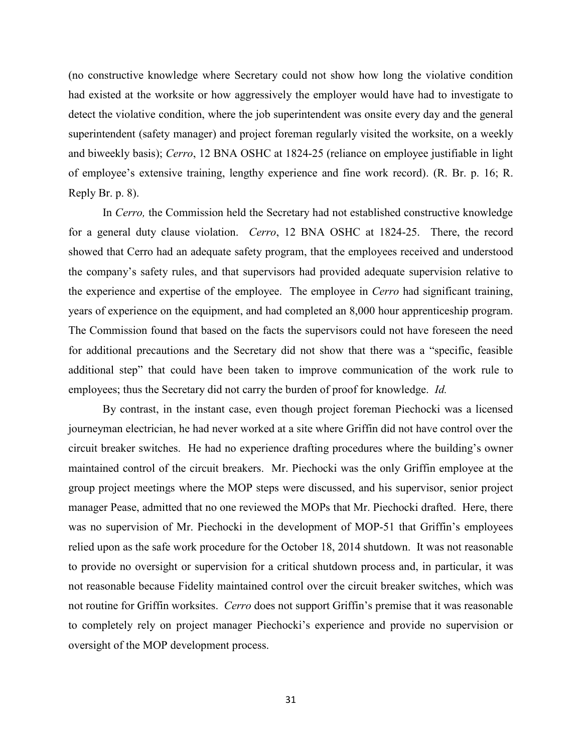(no constructive knowledge where Secretary could not show how long the violative condition had existed at the worksite or how aggressively the employer would have had to investigate to detect the violative condition, where the job superintendent was onsite every day and the general superintendent (safety manager) and project foreman regularly visited the worksite, on a weekly and biweekly basis); *Cerro*, 12 BNA OSHC at 1824-25 (reliance on employee justifiable in light of employee's extensive training, lengthy experience and fine work record). (R. Br. p. 16; R. Reply Br. p. 8).

In *Cerro,* the Commission held the Secretary had not established constructive knowledge for a general duty clause violation. *Cerro*, 12 BNA OSHC at 1824-25. There, the record showed that Cerro had an adequate safety program, that the employees received and understood the company's safety rules, and that supervisors had provided adequate supervision relative to the experience and expertise of the employee. The employee in *Cerro* had significant training, years of experience on the equipment, and had completed an 8,000 hour apprenticeship program. The Commission found that based on the facts the supervisors could not have foreseen the need for additional precautions and the Secretary did not show that there was a "specific, feasible additional step" that could have been taken to improve communication of the work rule to employees; thus the Secretary did not carry the burden of proof for knowledge. *Id.*

By contrast, in the instant case, even though project foreman Piechocki was a licensed journeyman electrician, he had never worked at a site where Griffin did not have control over the circuit breaker switches. He had no experience drafting procedures where the building's owner maintained control of the circuit breakers. Mr. Piechocki was the only Griffin employee at the group project meetings where the MOP steps were discussed, and his supervisor, senior project manager Pease, admitted that no one reviewed the MOPs that Mr. Piechocki drafted. Here, there was no supervision of Mr. Piechocki in the development of MOP-51 that Griffin's employees relied upon as the safe work procedure for the October 18, 2014 shutdown. It was not reasonable to provide no oversight or supervision for a critical shutdown process and, in particular, it was not reasonable because Fidelity maintained control over the circuit breaker switches, which was not routine for Griffin worksites. *Cerro* does not support Griffin's premise that it was reasonable to completely rely on project manager Piechocki's experience and provide no supervision or oversight of the MOP development process.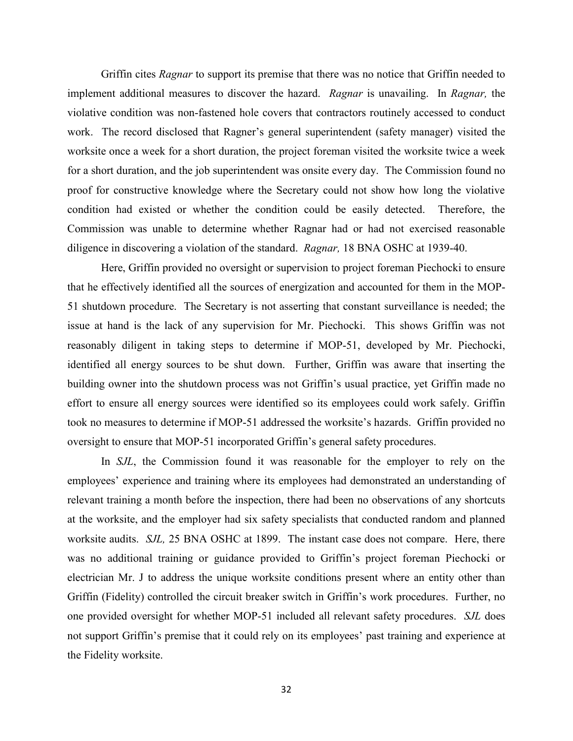Griffin cites *Ragnar* to support its premise that there was no notice that Griffin needed to implement additional measures to discover the hazard. *Ragnar* is unavailing. In *Ragnar,* the violative condition was non-fastened hole covers that contractors routinely accessed to conduct work. The record disclosed that Ragner's general superintendent (safety manager) visited the worksite once a week for a short duration, the project foreman visited the worksite twice a week for a short duration, and the job superintendent was onsite every day. The Commission found no proof for constructive knowledge where the Secretary could not show how long the violative condition had existed or whether the condition could be easily detected. Therefore, the Commission was unable to determine whether Ragnar had or had not exercised reasonable diligence in discovering a violation of the standard. *Ragnar,* 18 BNA OSHC at 1939-40.

Here, Griffin provided no oversight or supervision to project foreman Piechocki to ensure that he effectively identified all the sources of energization and accounted for them in the MOP-51 shutdown procedure. The Secretary is not asserting that constant surveillance is needed; the issue at hand is the lack of any supervision for Mr. Piechocki. This shows Griffin was not reasonably diligent in taking steps to determine if MOP-51, developed by Mr. Piechocki, identified all energy sources to be shut down. Further, Griffin was aware that inserting the building owner into the shutdown process was not Griffin's usual practice, yet Griffin made no effort to ensure all energy sources were identified so its employees could work safely. Griffin took no measures to determine if MOP-51 addressed the worksite's hazards. Griffin provided no oversight to ensure that MOP-51 incorporated Griffin's general safety procedures.

In *SJL*, the Commission found it was reasonable for the employer to rely on the employees' experience and training where its employees had demonstrated an understanding of relevant training a month before the inspection, there had been no observations of any shortcuts at the worksite, and the employer had six safety specialists that conducted random and planned worksite audits. *SJL,* 25 BNA OSHC at 1899. The instant case does not compare. Here, there was no additional training or guidance provided to Griffin's project foreman Piechocki or electrician Mr. J to address the unique worksite conditions present where an entity other than Griffin (Fidelity) controlled the circuit breaker switch in Griffin's work procedures. Further, no one provided oversight for whether MOP-51 included all relevant safety procedures. *SJL* does not support Griffin's premise that it could rely on its employees' past training and experience at the Fidelity worksite.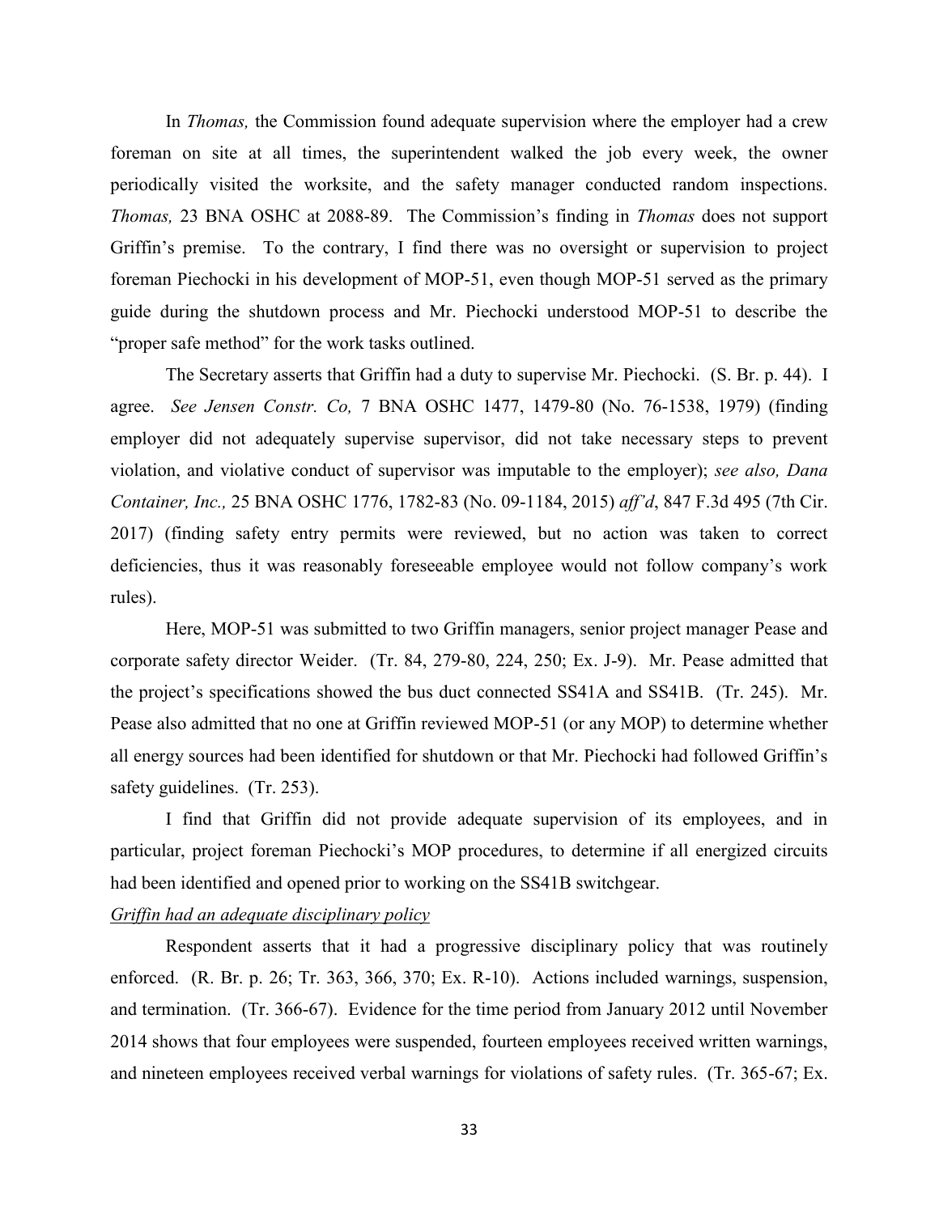In *Thomas,* the Commission found adequate supervision where the employer had a crew foreman on site at all times, the superintendent walked the job every week, the owner periodically visited the worksite, and the safety manager conducted random inspections. *Thomas,* 23 BNA OSHC at 2088-89. The Commission's finding in *Thomas* does not support Griffin's premise. To the contrary, I find there was no oversight or supervision to project foreman Piechocki in his development of MOP-51, even though MOP-51 served as the primary guide during the shutdown process and Mr. Piechocki understood MOP-51 to describe the "proper safe method" for the work tasks outlined.

The Secretary asserts that Griffin had a duty to supervise Mr. Piechocki. (S. Br. p. 44). I agree. *See Jensen Constr. Co,* 7 BNA OSHC 1477, 1479-80 (No. 76-1538, 1979) (finding employer did not adequately supervise supervisor, did not take necessary steps to prevent violation, and violative conduct of supervisor was imputable to the employer); *see also, Dana Container, Inc.,* 25 BNA OSHC 1776, 1782-83 (No. 09-1184, 2015) *aff'd*, 847 F.3d 495 (7th Cir. 2017) (finding safety entry permits were reviewed, but no action was taken to correct deficiencies, thus it was reasonably foreseeable employee would not follow company's work rules).

Here, MOP-51 was submitted to two Griffin managers, senior project manager Pease and corporate safety director Weider. (Tr. 84, 279-80, 224, 250; Ex. J-9). Mr. Pease admitted that the project's specifications showed the bus duct connected SS41A and SS41B. (Tr. 245). Mr. Pease also admitted that no one at Griffin reviewed MOP-51 (or any MOP) to determine whether all energy sources had been identified for shutdown or that Mr. Piechocki had followed Griffin's safety guidelines. (Tr. 253).

I find that Griffin did not provide adequate supervision of its employees, and in particular, project foreman Piechocki's MOP procedures, to determine if all energized circuits had been identified and opened prior to working on the SS41B switchgear.

<u>*Griffin had an adequate disciplinary policy*</u>

Respondent asserts that it had a progressive disciplinary policy that was routinely enforced. (R. Br. p. 26; Tr. 363, 366, 370; Ex. R-10). Actions included warnings, suspension, and termination. (Tr. 366-67). Evidence for the time period from January 2012 until November 2014 shows that four employees were suspended, fourteen employees received written warnings, and nineteen employees received verbal warnings for violations of safety rules. (Tr. 365-67; Ex.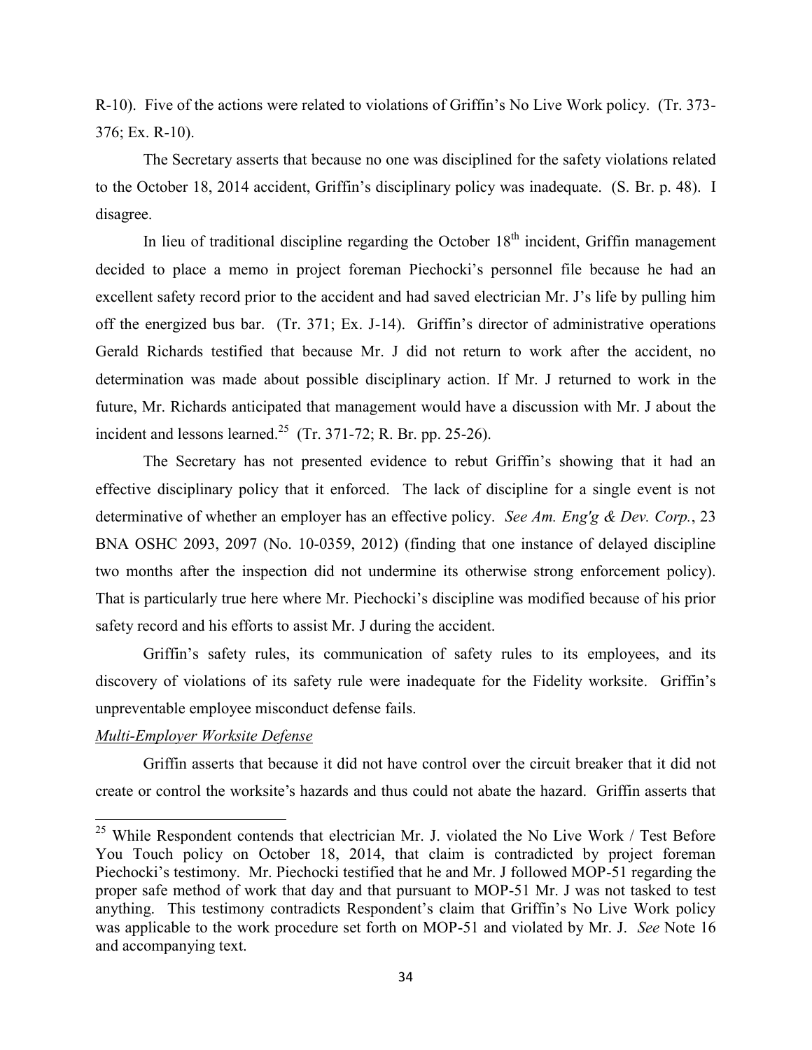R-10). Five of the actions were related to violations of Griffin's No Live Work policy. (Tr. 373-376; Ex. R-10).

The Secretary asserts that because no one was disciplined for the safety violations related to the October 18, 2014 accident, Griffin's disciplinary policy was inadequate. (S. Br. p. 48). I disagree.

In lieu of traditional discipline regarding the October 18th incident, Griffin management decided to place a memo in project foreman Piechocki's personnel file because he had an excellent safety record prior to the accident and had saved electrician Mr. J's life by pulling him off the energized bus bar. (Tr. 371; Ex. J-14). Griffin's director of administrative operations Gerald Richards testified that because Mr. J did not return to work after the accident, no determination was made about possible disciplinary action. If Mr. J returned to work in the future, Mr. Richards anticipated that management would have a discussion with Mr. J about the incident and lessons learned.[25] (Tr. 371-72; R. Br. pp. 25-26).

The Secretary has not presented evidence to rebut Griffin's showing that it had an effective disciplinary policy that it enforced. The lack of discipline for a single event is not determinative of whether an employer has an effective policy. *See Am. Eng'g & Dev. Corp.*, 23 BNA OSHC 2093, 2097 (No. 10-0359, 2012) (finding that one instance of delayed discipline two months after the inspection did not undermine its otherwise strong enforcement policy). That is particularly true here where Mr. Piechocki's discipline was modified because of his prior safety record and his efforts to assist Mr. J during the accident.

Griffin's safety rules, its communication of safety rules to its employees, and its discovery of violations of its safety rule were inadequate for the Fidelity worksite. Griffin's unpreventable employee misconduct defense fails.

*Multi-Employer Worksite Defense*

Griffin asserts that because it did not have control over the circuit breaker that it did not create or control the worksite's hazards and thus could not abate the hazard. Griffin asserts that

---

[25] While Respondent contends that electrician Mr. J. violated the No Live Work / Test Before You Touch policy on October 18, 2014, that claim is contradicted by project foreman Piechocki's testimony. Mr. Piechocki testified that he and Mr. J followed MOP-51 regarding the proper safe method of work that day and that pursuant to MOP-51 Mr. J was not tasked to test anything. This testimony contradicts Respondent's claim that Griffin's No Live Work policy was applicable to the work procedure set forth on MOP-51 and violated by Mr. J. *See* Note 16 and accompanying text.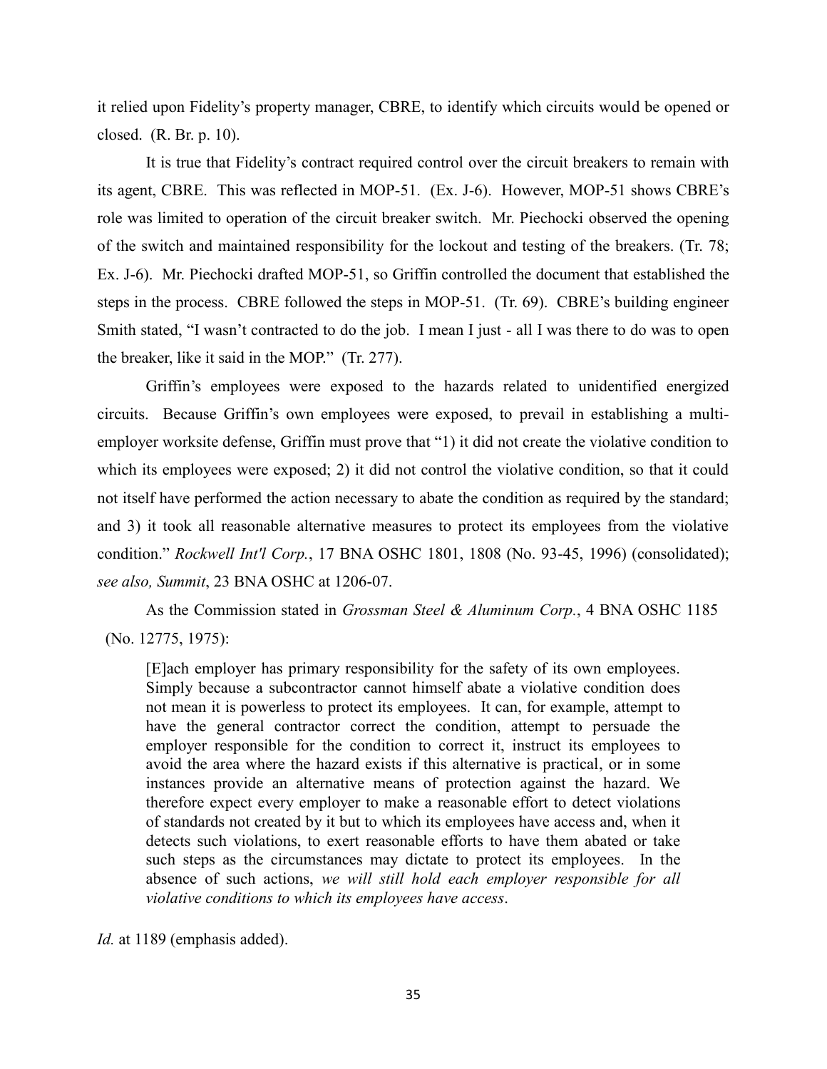it relied upon Fidelity's property manager, CBRE, to identify which circuits would be opened or closed. (R. Br. p. 10).

It is true that Fidelity's contract required control over the circuit breakers to remain with its agent, CBRE. This was reflected in MOP-51. (Ex. J-6). However, MOP-51 shows CBRE's role was limited to operation of the circuit breaker switch. Mr. Piechocki observed the opening of the switch and maintained responsibility for the lockout and testing of the breakers. (Tr. 78; Ex. J-6). Mr. Piechocki drafted MOP-51, so Griffin controlled the document that established the steps in the process. CBRE followed the steps in MOP-51. (Tr. 69). CBRE's building engineer Smith stated, "I wasn't contracted to do the job. I mean I just - all I was there to do was to open the breaker, like it said in the MOP." (Tr. 277).

Griffin's employees were exposed to the hazards related to unidentified energized circuits. Because Griffin's own employees were exposed, to prevail in establishing a multi-employer worksite defense, Griffin must prove that "1) it did not create the violative condition to which its employees were exposed; 2) it did not control the violative condition, so that it could not itself have performed the action necessary to abate the condition as required by the standard; and 3) it took all reasonable alternative measures to protect its employees from the violative condition." *Rockwell Int'l Corp.*, 17 BNA OSHC 1801, 1808 (No. 93-45, 1996) (consolidated); *see also, Summit*, 23 BNA OSHC at 1206-07.

As the Commission stated in *Grossman Steel & Aluminum Corp.*, 4 BNA OSHC 1185 (No. 12775, 1975):

> [E]ach employer has primary responsibility for the safety of its own employees. Simply because a subcontractor cannot himself abate a violative condition does not mean it is powerless to protect its employees. It can, for example, attempt to have the general contractor correct the condition, attempt to persuade the employer responsible for the condition to correct it, instruct its employees to avoid the area where the hazard exists if this alternative is practical, or in some instances provide an alternative means of protection against the hazard. We therefore expect every employer to make a reasonable effort to detect violations of standards not created by it but to which its employees have access and, when it detects such violations, to exert reasonable efforts to have them abated or take such steps as the circumstances may dictate to protect its employees. In the absence of such actions, *we will still hold each employer responsible for all violative conditions to which its employees have access*.

*Id.* at 1189 (emphasis added).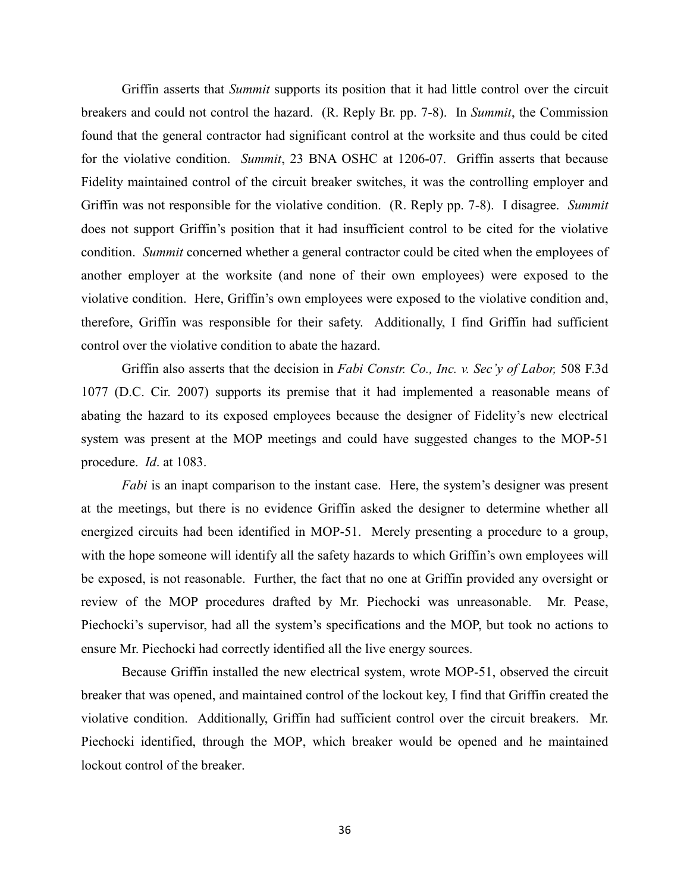Griffin asserts that *Summit* supports its position that it had little control over the circuit breakers and could not control the hazard. (R. Reply Br. pp. 7-8). In *Summit*, the Commission found that the general contractor had significant control at the worksite and thus could be cited for the violative condition. *Summit*, 23 BNA OSHC at 1206-07. Griffin asserts that because Fidelity maintained control of the circuit breaker switches, it was the controlling employer and Griffin was not responsible for the violative condition. (R. Reply pp. 7-8). I disagree. *Summit* does not support Griffin's position that it had insufficient control to be cited for the violative condition. *Summit* concerned whether a general contractor could be cited when the employees of another employer at the worksite (and none of their own employees) were exposed to the violative condition. Here, Griffin's own employees were exposed to the violative condition and, therefore, Griffin was responsible for their safety. Additionally, I find Griffin had sufficient control over the violative condition to abate the hazard.

Griffin also asserts that the decision in *Fabi Constr. Co., Inc. v. Sec'y of Labor,* 508 F.3d 1077 (D.C. Cir. 2007) supports its premise that it had implemented a reasonable means of abating the hazard to its exposed employees because the designer of Fidelity's new electrical system was present at the MOP meetings and could have suggested changes to the MOP-51 procedure. *Id*. at 1083.

*Fabi* is an inapt comparison to the instant case. Here, the system's designer was present at the meetings, but there is no evidence Griffin asked the designer to determine whether all energized circuits had been identified in MOP-51. Merely presenting a procedure to a group, with the hope someone will identify all the safety hazards to which Griffin's own employees will be exposed, is not reasonable. Further, the fact that no one at Griffin provided any oversight or review of the MOP procedures drafted by Mr. Piechocki was unreasonable. Mr. Pease, Piechocki's supervisor, had all the system's specifications and the MOP, but took no actions to ensure Mr. Piechocki had correctly identified all the live energy sources.

Because Griffin installed the new electrical system, wrote MOP-51, observed the circuit breaker that was opened, and maintained control of the lockout key, I find that Griffin created the violative condition. Additionally, Griffin had sufficient control over the circuit breakers. Mr. Piechocki identified, through the MOP, which breaker would be opened and he maintained lockout control of the breaker.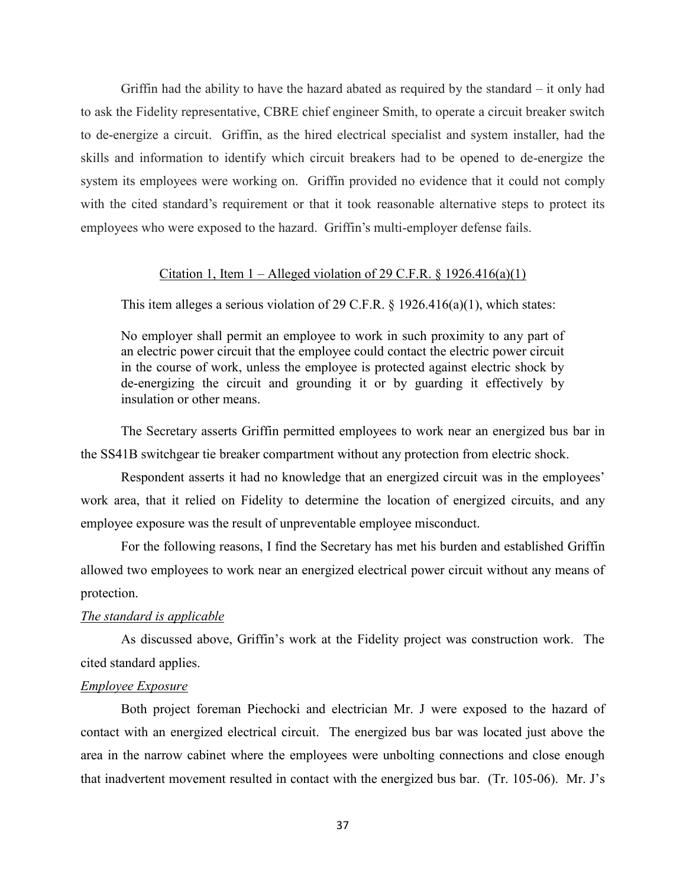Griffin had the ability to have the hazard abated as required by the standard – it only had to ask the Fidelity representative, CBRE chief engineer Smith, to operate a circuit breaker switch to de-energize a circuit. Griffin, as the hired electrical specialist and system installer, had the skills and information to identify which circuit breakers had to be opened to de-energize the system its employees were working on. Griffin provided no evidence that it could not comply with the cited standard's requirement or that it took reasonable alternative steps to protect its employees who were exposed to the hazard. Griffin's multi-employer defense fails.

<u>Citation 1, Item 1 – Alleged violation of 29 C.F.R. § 1926.416(a)(1)</u>

This item alleges a serious violation of 29 C.F.R. § 1926.416(a)(1), which states:

> No employer shall permit an employee to work in such proximity to any part of an electric power circuit that the employee could contact the electric power circuit in the course of work, unless the employee is protected against electric shock by de-energizing the circuit and grounding it or by guarding it effectively by insulation or other means.

The Secretary asserts Griffin permitted employees to work near an energized bus bar in the SS41B switchgear tie breaker compartment without any protection from electric shock.

Respondent asserts it had no knowledge that an energized circuit was in the employees' work area, that it relied on Fidelity to determine the location of energized circuits, and any employee exposure was the result of unpreventable employee misconduct.

For the following reasons, I find the Secretary has met his burden and established Griffin allowed two employees to work near an energized electrical power circuit without any means of protection.

*<u>The standard is applicable</u>*

As discussed above, Griffin's work at the Fidelity project was construction work. The cited standard applies.

*<u>Employee Exposure</u>*

Both project foreman Piechocki and electrician Mr. J were exposed to the hazard of contact with an energized electrical circuit. The energized bus bar was located just above the area in the narrow cabinet where the employees were unbolting connections and close enough that inadvertent movement resulted in contact with the energized bus bar. (Tr. 105-06). Mr. J's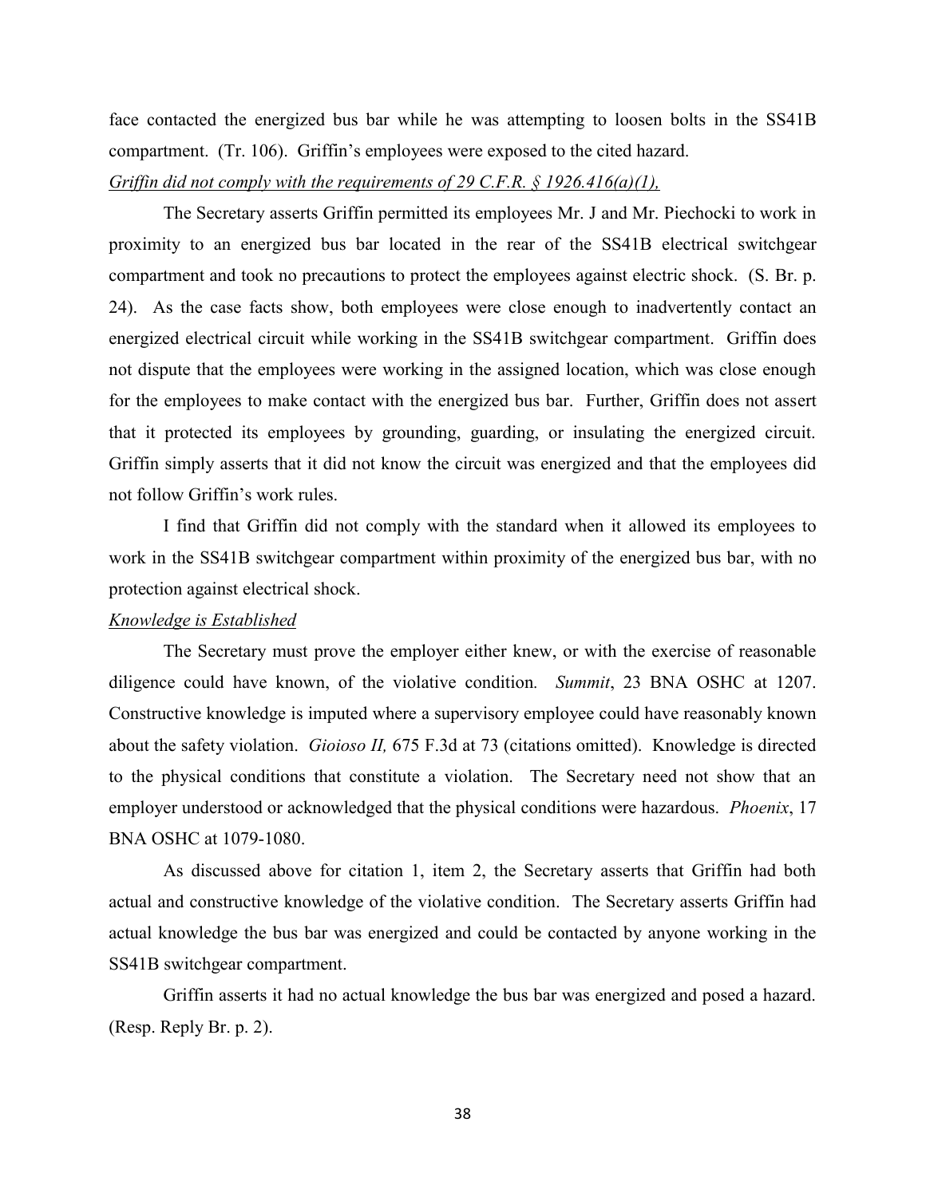face contacted the energized bus bar while he was attempting to loosen bolts in the SS41B compartment. (Tr. 106). Griffin's employees were exposed to the cited hazard.

*Griffin did not comply with the requirements of 29 C.F.R. § 1926.416(a)(1),*

The Secretary asserts Griffin permitted its employees Mr. J and Mr. Piechocki to work in proximity to an energized bus bar located in the rear of the SS41B electrical switchgear compartment and took no precautions to protect the employees against electric shock. (S. Br. p. 24). As the case facts show, both employees were close enough to inadvertently contact an energized electrical circuit while working in the SS41B switchgear compartment. Griffin does not dispute that the employees were working in the assigned location, which was close enough for the employees to make contact with the energized bus bar. Further, Griffin does not assert that it protected its employees by grounding, guarding, or insulating the energized circuit. Griffin simply asserts that it did not know the circuit was energized and that the employees did not follow Griffin's work rules.

I find that Griffin did not comply with the standard when it allowed its employees to work in the SS41B switchgear compartment within proximity of the energized bus bar, with no protection against electrical shock.

*Knowledge is Established*

The Secretary must prove the employer either knew, or with the exercise of reasonable diligence could have known, of the violative condition. *Summit*, 23 BNA OSHC at 1207. Constructive knowledge is imputed where a supervisory employee could have reasonably known about the safety violation. *Gioioso II,* 675 F.3d at 73 (citations omitted). Knowledge is directed to the physical conditions that constitute a violation. The Secretary need not show that an employer understood or acknowledged that the physical conditions were hazardous. *Phoenix*, 17 BNA OSHC at 1079-1080.

As discussed above for citation 1, item 2, the Secretary asserts that Griffin had both actual and constructive knowledge of the violative condition. The Secretary asserts Griffin had actual knowledge the bus bar was energized and could be contacted by anyone working in the SS41B switchgear compartment.

Griffin asserts it had no actual knowledge the bus bar was energized and posed a hazard. (Resp. Reply Br. p. 2).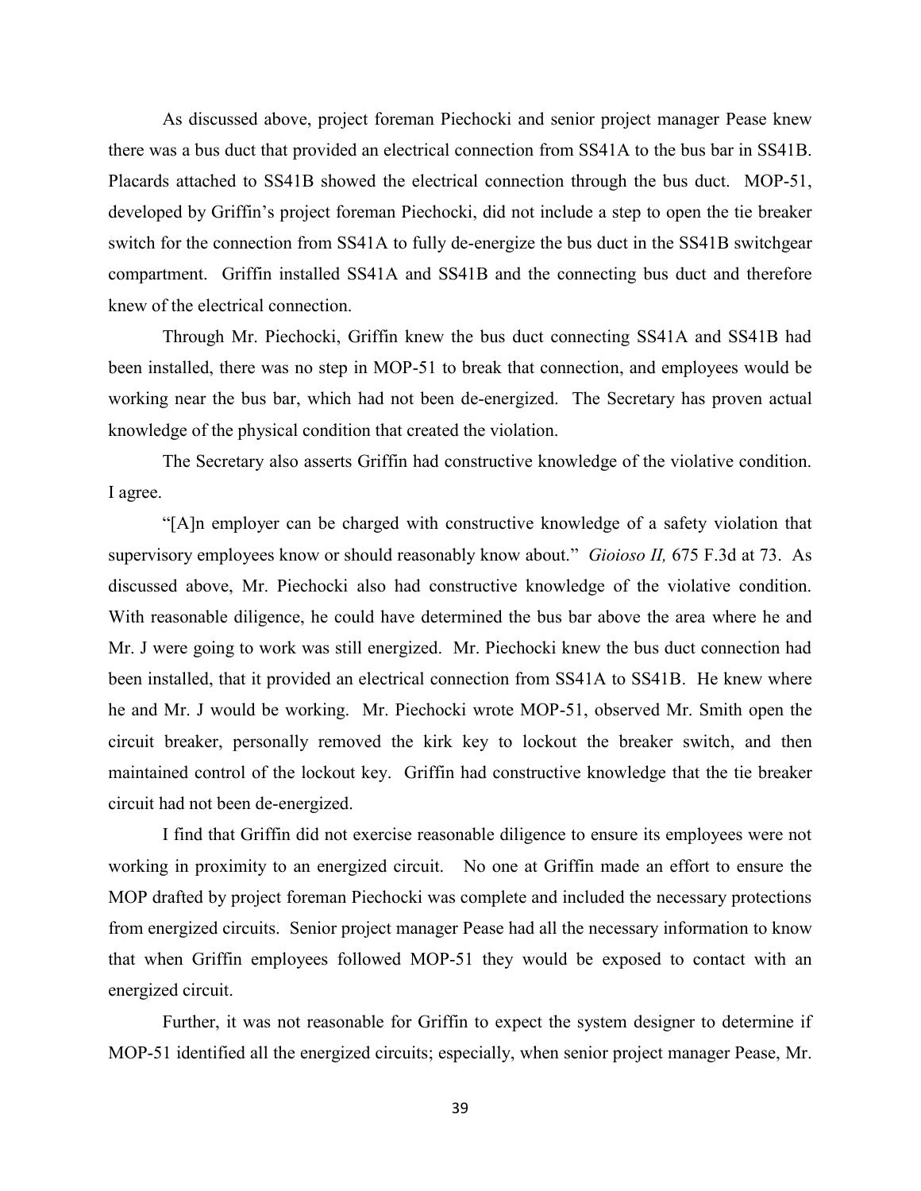As discussed above, project foreman Piechocki and senior project manager Pease knew there was a bus duct that provided an electrical connection from SS41A to the bus bar in SS41B. Placards attached to SS41B showed the electrical connection through the bus duct. MOP-51, developed by Griffin's project foreman Piechocki, did not include a step to open the tie breaker switch for the connection from SS41A to fully de-energize the bus duct in the SS41B switchgear compartment. Griffin installed SS41A and SS41B and the connecting bus duct and therefore knew of the electrical connection.

Through Mr. Piechocki, Griffin knew the bus duct connecting SS41A and SS41B had been installed, there was no step in MOP-51 to break that connection, and employees would be working near the bus bar, which had not been de-energized. The Secretary has proven actual knowledge of the physical condition that created the violation.

The Secretary also asserts Griffin had constructive knowledge of the violative condition. I agree.

"[A]n employer can be charged with constructive knowledge of a safety violation that supervisory employees know or should reasonably know about." *Gioioso II,* 675 F.3d at 73. As discussed above, Mr. Piechocki also had constructive knowledge of the violative condition. With reasonable diligence, he could have determined the bus bar above the area where he and Mr. J were going to work was still energized. Mr. Piechocki knew the bus duct connection had been installed, that it provided an electrical connection from SS41A to SS41B. He knew where he and Mr. J would be working. Mr. Piechocki wrote MOP-51, observed Mr. Smith open the circuit breaker, personally removed the kirk key to lockout the breaker switch, and then maintained control of the lockout key. Griffin had constructive knowledge that the tie breaker circuit had not been de-energized.

I find that Griffin did not exercise reasonable diligence to ensure its employees were not working in proximity to an energized circuit. No one at Griffin made an effort to ensure the MOP drafted by project foreman Piechocki was complete and included the necessary protections from energized circuits. Senior project manager Pease had all the necessary information to know that when Griffin employees followed MOP-51 they would be exposed to contact with an energized circuit.

Further, it was not reasonable for Griffin to expect the system designer to determine if MOP-51 identified all the energized circuits; especially, when senior project manager Pease, Mr.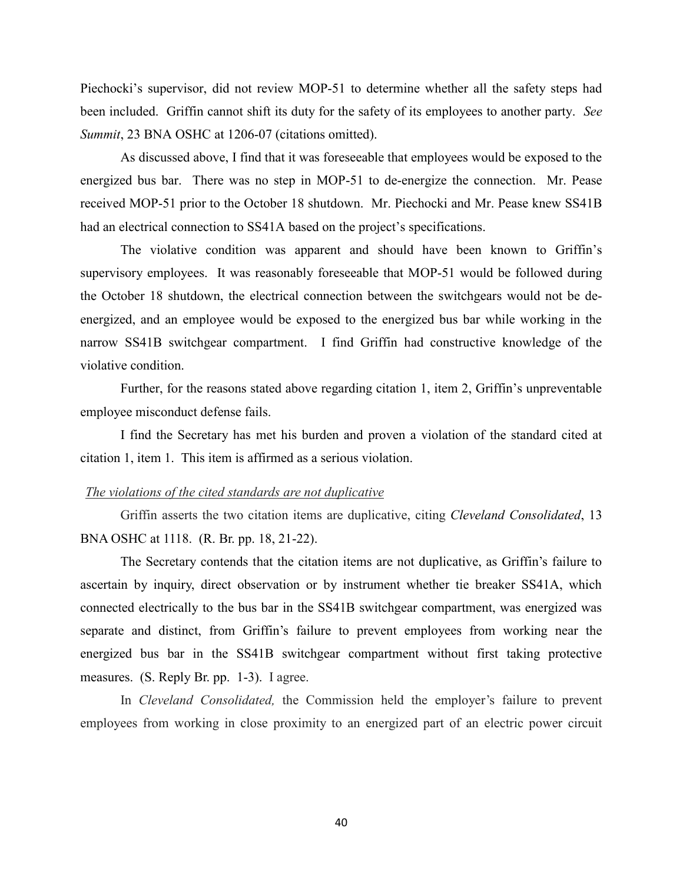Piechocki's supervisor, did not review MOP-51 to determine whether all the safety steps had been included. Griffin cannot shift its duty for the safety of its employees to another party. *See Summit*, 23 BNA OSHC at 1206-07 (citations omitted).

As discussed above, I find that it was foreseeable that employees would be exposed to the energized bus bar. There was no step in MOP-51 to de-energize the connection. Mr. Pease received MOP-51 prior to the October 18 shutdown. Mr. Piechocki and Mr. Pease knew SS41B had an electrical connection to SS41A based on the project's specifications.

The violative condition was apparent and should have been known to Griffin's supervisory employees. It was reasonably foreseeable that MOP-51 would be followed during the October 18 shutdown, the electrical connection between the switchgears would not be de-energized, and an employee would be exposed to the energized bus bar while working in the narrow SS41B switchgear compartment. I find Griffin had constructive knowledge of the violative condition.

Further, for the reasons stated above regarding citation 1, item 2, Griffin's unpreventable employee misconduct defense fails.

I find the Secretary has met his burden and proven a violation of the standard cited at citation 1, item 1. This item is affirmed as a serious violation.

*The violations of the cited standards are not duplicative*

Griffin asserts the two citation items are duplicative, citing *Cleveland Consolidated*, 13 BNA OSHC at 1118. (R. Br. pp. 18, 21-22).

The Secretary contends that the citation items are not duplicative, as Griffin's failure to ascertain by inquiry, direct observation or by instrument whether tie breaker SS41A, which connected electrically to the bus bar in the SS41B switchgear compartment, was energized was separate and distinct, from Griffin's failure to prevent employees from working near the energized bus bar in the SS41B switchgear compartment without first taking protective measures. (S. Reply Br. pp. 1-3). I agree.

In *Cleveland Consolidated,* the Commission held the employer's failure to prevent employees from working in close proximity to an energized part of an electric power circuit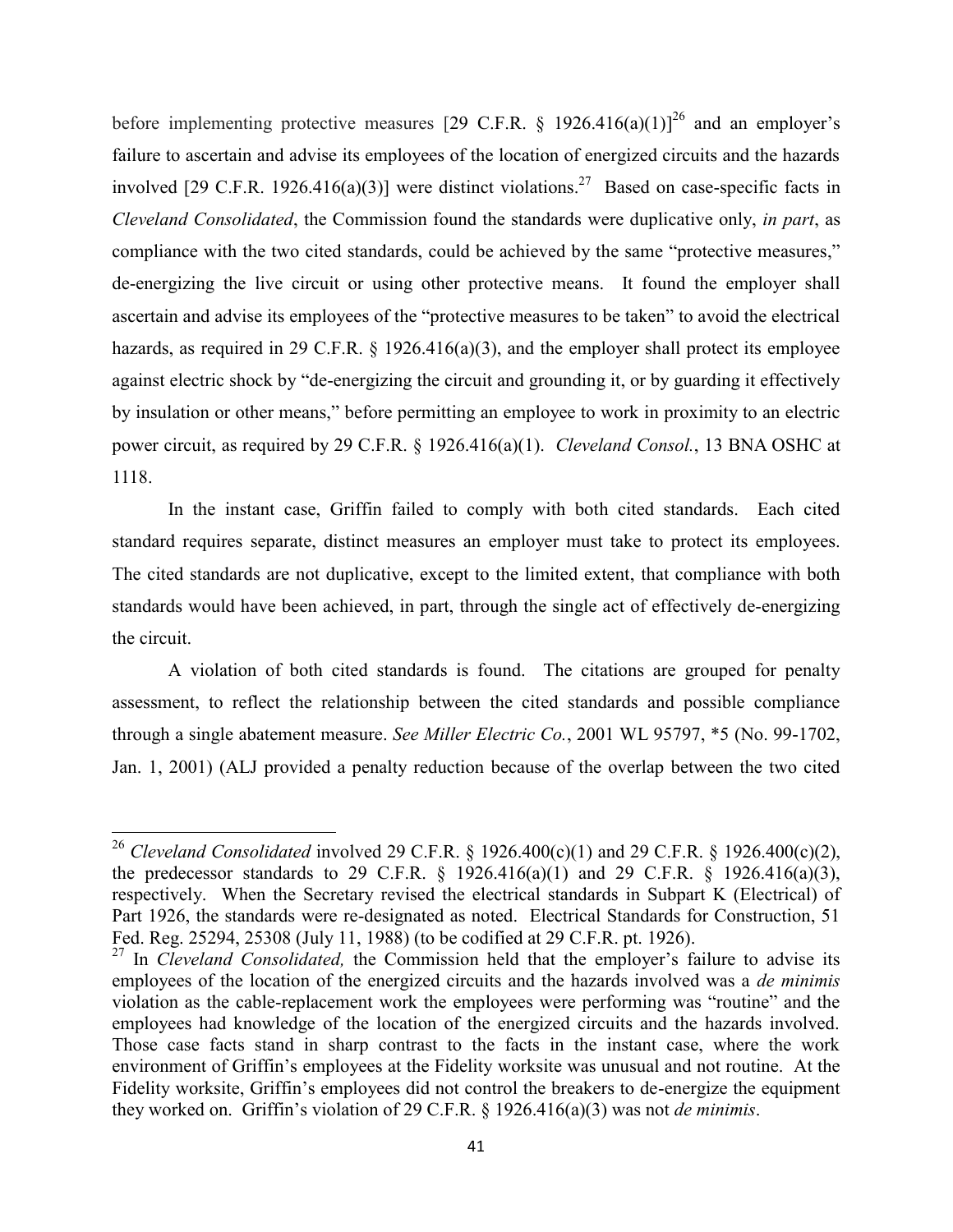before implementing protective measures [29 C.F.R. § 1926.416(a)(1)][26] and an employer's failure to ascertain and advise its employees of the location of energized circuits and the hazards involved [29 C.F.R. 1926.416(a)(3)] were distinct violations.[27] Based on case-specific facts in *Cleveland Consolidated*, the Commission found the standards were duplicative only, *in part*, as compliance with the two cited standards, could be achieved by the same "protective measures," de-energizing the live circuit or using other protective means. It found the employer shall ascertain and advise its employees of the "protective measures to be taken" to avoid the electrical hazards, as required in 29 C.F.R. § 1926.416(a)(3), and the employer shall protect its employee against electric shock by "de-energizing the circuit and grounding it, or by guarding it effectively by insulation or other means," before permitting an employee to work in proximity to an electric power circuit, as required by 29 C.F.R. § 1926.416(a)(1). *Cleveland Consol.*, 13 BNA OSHC at 1118.

In the instant case, Griffin failed to comply with both cited standards. Each cited standard requires separate, distinct measures an employer must take to protect its employees. The cited standards are not duplicative, except to the limited extent, that compliance with both standards would have been achieved, in part, through the single act of effectively de-energizing the circuit.

A violation of both cited standards is found. The citations are grouped for penalty assessment, to reflect the relationship between the cited standards and possible compliance through a single abatement measure. *See Miller Electric Co.*, 2001 WL 95797, *5 (No. 99-1702, Jan. 1, 2001) (ALJ provided a penalty reduction because of the overlap between the two cited

---

[26] *Cleveland Consolidated* involved 29 C.F.R. § 1926.400(c)(1) and 29 C.F.R. § 1926.400(c)(2), the predecessor standards to 29 C.F.R. § 1926.416(a)(1) and 29 C.F.R. § 1926.416(a)(3), respectively. When the Secretary revised the electrical standards in Subpart K (Electrical) of Part 1926, the standards were re-designated as noted. Electrical Standards for Construction, 51 Fed. Reg. 25294, 25308 (July 11, 1988) (to be codified at 29 C.F.R. pt. 1926).

[27] In *Cleveland Consolidated,* the Commission held that the employer's failure to advise its employees of the location of the energized circuits and the hazards involved was a *de minimis* violation as the cable-replacement work the employees were performing was "routine" and the employees had knowledge of the location of the energized circuits and the hazards involved. Those case facts stand in sharp contrast to the facts in the instant case, where the work environment of Griffin's employees at the Fidelity worksite was unusual and not routine. At the Fidelity worksite, Griffin's employees did not control the breakers to de-energize the equipment they worked on. Griffin's violation of 29 C.F.R. § 1926.416(a)(3) was not *de minimis*.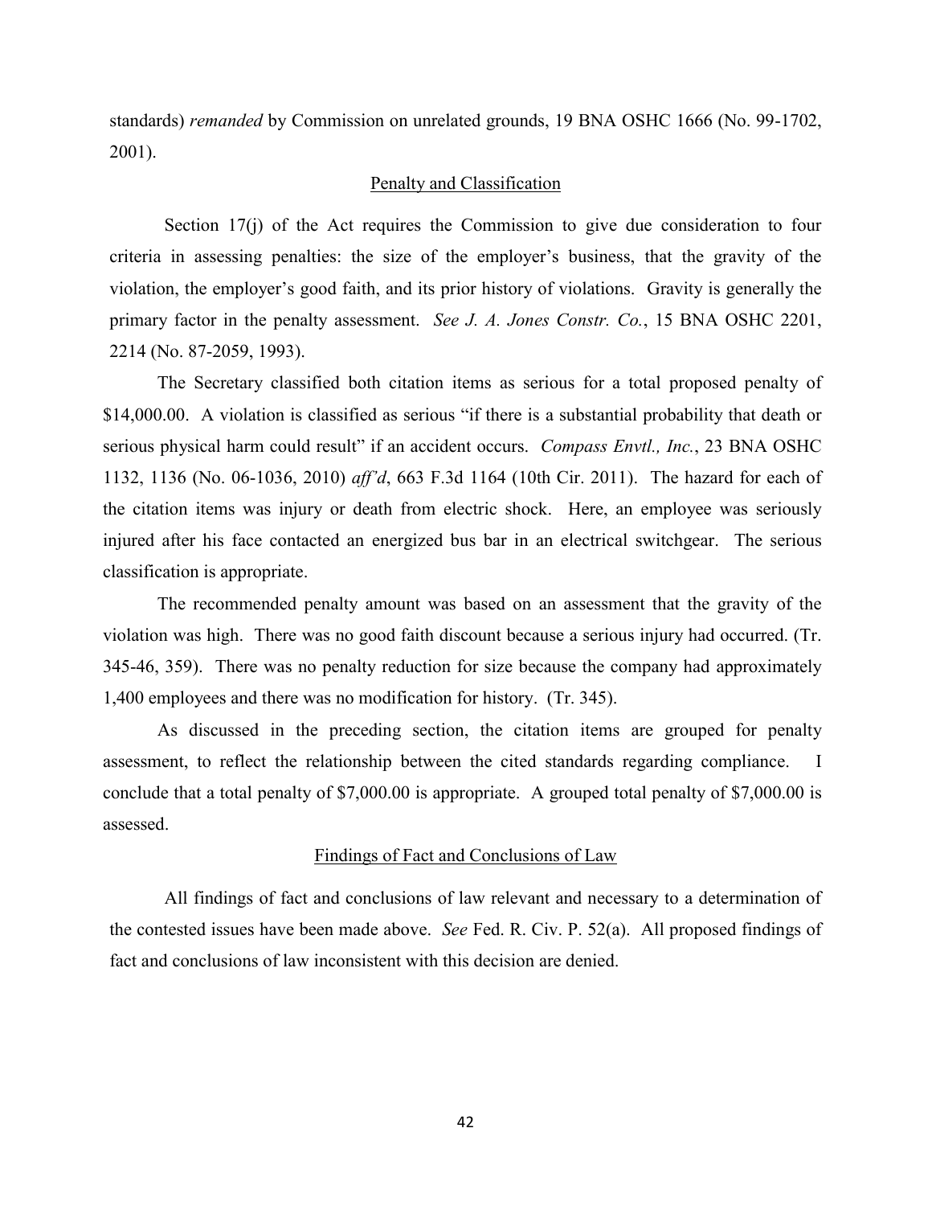standards) *remanded* by Commission on unrelated grounds, 19 BNA OSHC 1666 (No. 99-1702, 2001).

## Penalty and Classification

Section 17(j) of the Act requires the Commission to give due consideration to four criteria in assessing penalties: the size of the employer's business, that the gravity of the violation, the employer's good faith, and its prior history of violations. Gravity is generally the primary factor in the penalty assessment. *See J. A. Jones Constr. Co.*, 15 BNA OSHC 2201, 2214 (No. 87-2059, 1993).

The Secretary classified both citation items as serious for a total proposed penalty of $14,000.00. A violation is classified as serious "if there is a substantial probability that death or serious physical harm could result" if an accident occurs. *Compass Envtl., Inc.*, 23 BNA OSHC 1132, 1136 (No. 06-1036, 2010) *aff'd*, 663 F.3d 1164 (10th Cir. 2011). The hazard for each of the citation items was injury or death from electric shock. Here, an employee was seriously injured after his face contacted an energized bus bar in an electrical switchgear. The serious classification is appropriate.

The recommended penalty amount was based on an assessment that the gravity of the violation was high. There was no good faith discount because a serious injury had occurred. (Tr. 345-46, 359). There was no penalty reduction for size because the company had approximately 1,400 employees and there was no modification for history. (Tr. 345).

As discussed in the preceding section, the citation items are grouped for penalty assessment, to reflect the relationship between the cited standards regarding compliance. I conclude that a total penalty of $7,000.00 is appropriate. A grouped total penalty of $7,000.00 is assessed.

## Findings of Fact and Conclusions of Law

All findings of fact and conclusions of law relevant and necessary to a determination of the contested issues have been made above. *See* Fed. R. Civ. P. 52(a). All proposed findings of fact and conclusions of law inconsistent with this decision are denied.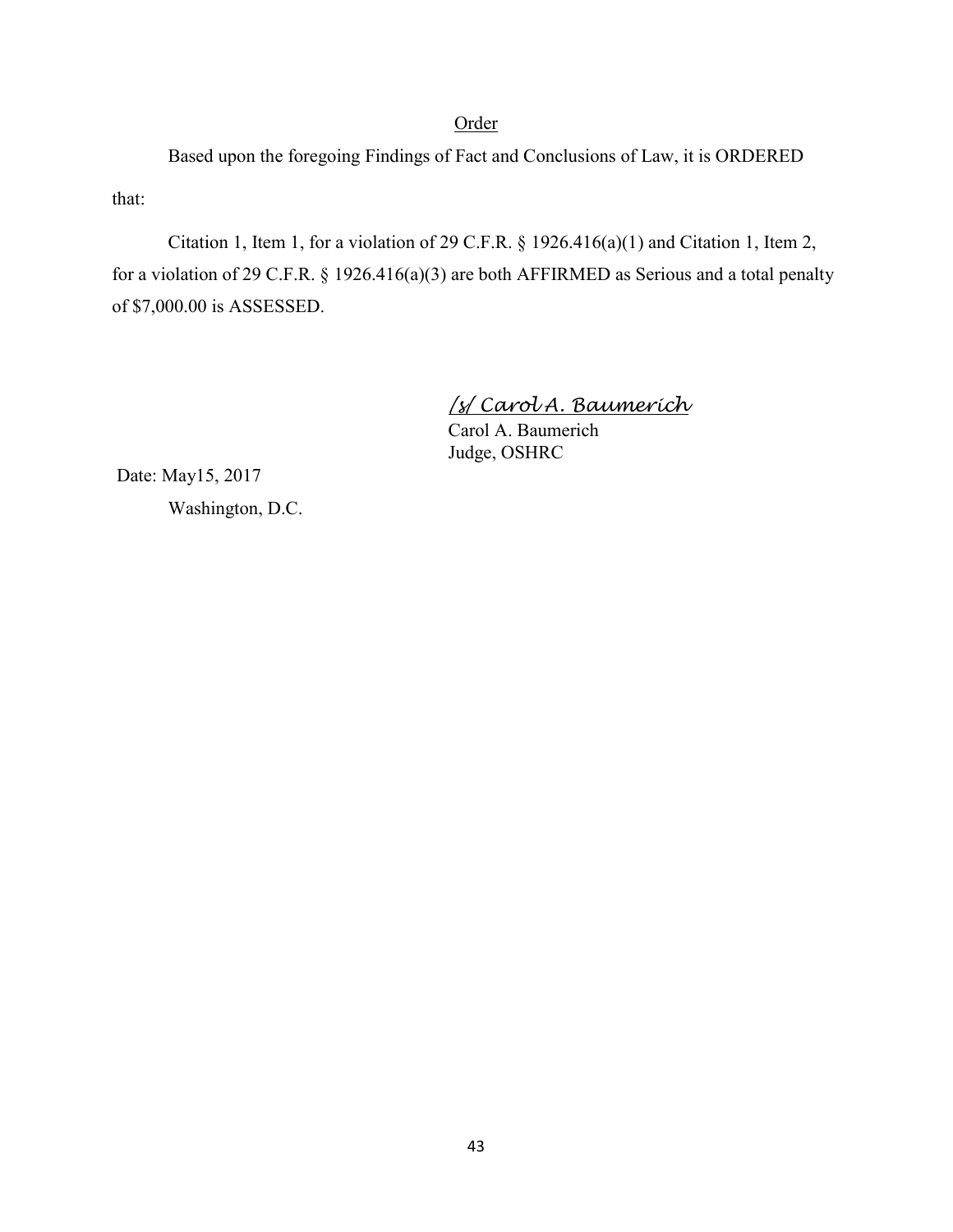Order

Based upon the foregoing Findings of Fact and Conclusions of Law, it is ORDERED that:

Citation 1, Item 1, for a violation of 29 C.F.R. § 1926.416(a)(1) and Citation 1, Item 2, for a violation of 29 C.F.R. § 1926.416(a)(3) are both AFFIRMED as Serious and a total penalty of $7,000.00 is ASSESSED.

/s/ Carol A. Baumerich

Carol A. Baumerich
Judge, OSHRC

Date: May15, 2017

Washington, D.C.